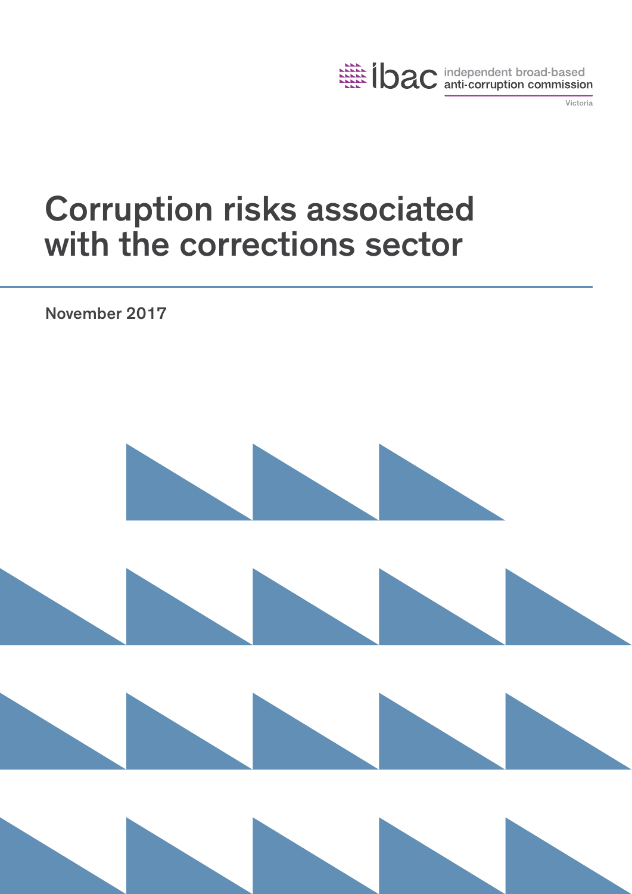ibac independent broad-based anti-corruption commission

Victoria

# Corruption risks associated with the corrections sector

November 2017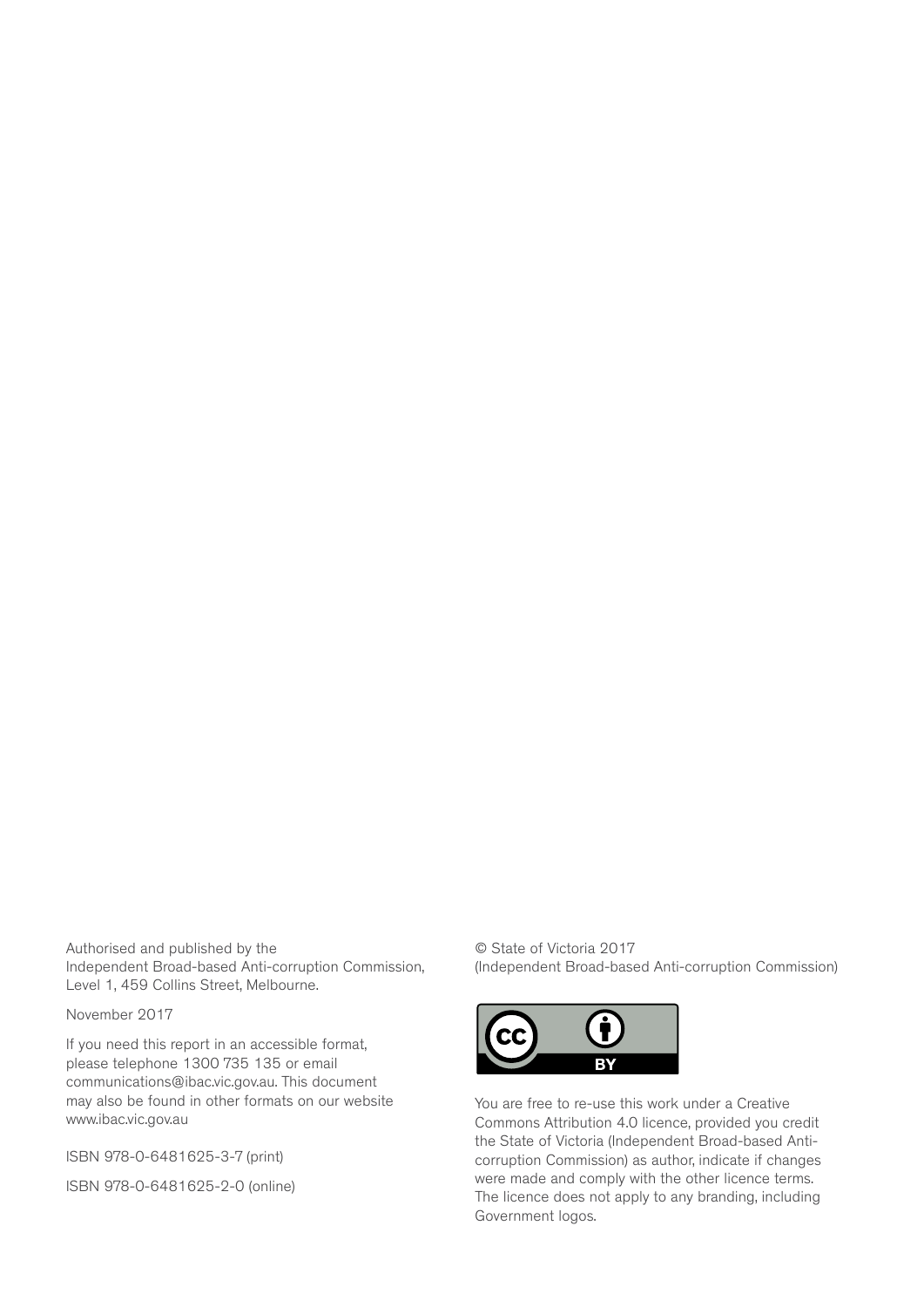Authorised and published by the
Independent Broad-based Anti-corruption Commission,
Level 1, 459 Collins Street, Melbourne.

November 2017

If you need this report in an accessible format, please telephone 1300 735 135 or email communications@ibac.vic.gov.au. This document may also be found in other formats on our website www.ibac.vic.gov.au

ISBN 978-0-6481625-3-7 (print)

ISBN 978-0-6481625-2-0 (online)

© State of Victoria 2017
(Independent Broad-based Anti-corruption Commission)

You are free to re-use this work under a Creative Commons Attribution 4.0 licence, provided you credit the State of Victoria (Independent Broad-based Anti-corruption Commission) as author, indicate if changes were made and comply with the other licence terms. The licence does not apply to any branding, including Government logos.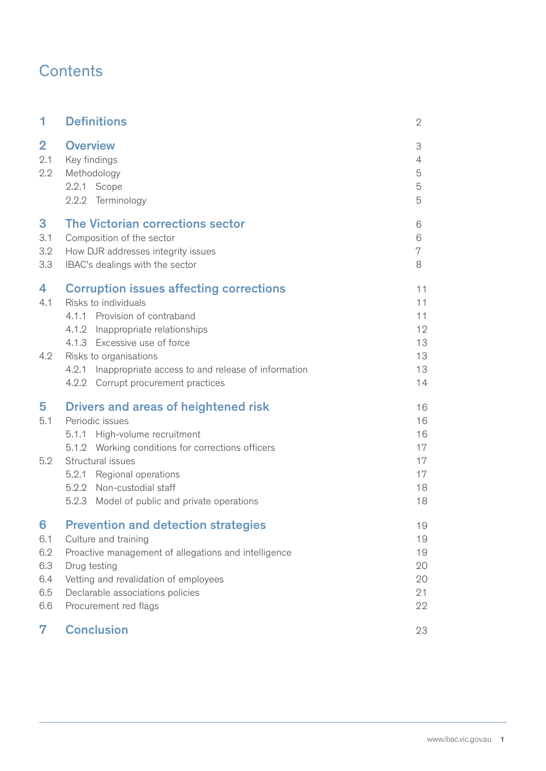# Contents

| | | |
|---|---|---|
| **1** | **Definitions** | 2 |
| **2** | **Overview** | 3 |
| 2.1 | Key findings | 4 |
| 2.2 | Methodology | 5 |
| | 2.2.1 Scope | 5 |
| | 2.2.2 Terminology | 5 |
| **3** | **The Victorian corrections sector** | 6 |
| 3.1 | Composition of the sector | 6 |
| 3.2 | How DJR addresses integrity issues | 7 |
| 3.3 | IBAC's dealings with the sector | 8 |
| **4** | **Corruption issues affecting corrections** | 11 |
| 4.1 | Risks to individuals | 11 |
| | 4.1.1 Provision of contraband | 11 |
| | 4.1.2 Inappropriate relationships | 12 |
| | 4.1.3 Excessive use of force | 13 |
| 4.2 | Risks to organisations | 13 |
| | 4.2.1 Inappropriate access to and release of information | 13 |
| | 4.2.2 Corrupt procurement practices | 14 |
| **5** | **Drivers and areas of heightened risk** | 16 |
| 5.1 | Periodic issues | 16 |
| | 5.1.1 High-volume recruitment | 16 |
| | 5.1.2 Working conditions for corrections officers | 17 |
| 5.2 | Structural issues | 17 |
| | 5.2.1 Regional operations | 17 |
| | 5.2.2 Non-custodial staff | 18 |
| | 5.2.3 Model of public and private operations | 18 |
| **6** | **Prevention and detection strategies** | 19 |
| 6.1 | Culture and training | 19 |
| 6.2 | Proactive management of allegations and intelligence | 19 |
| 6.3 | Drug testing | 20 |
| 6.4 | Vetting and revalidation of employees | 20 |
| 6.5 | Declarable associations policies | 21 |
| 6.6 | Procurement red flags | 22 |
| **7** | **Conclusion** | 23 |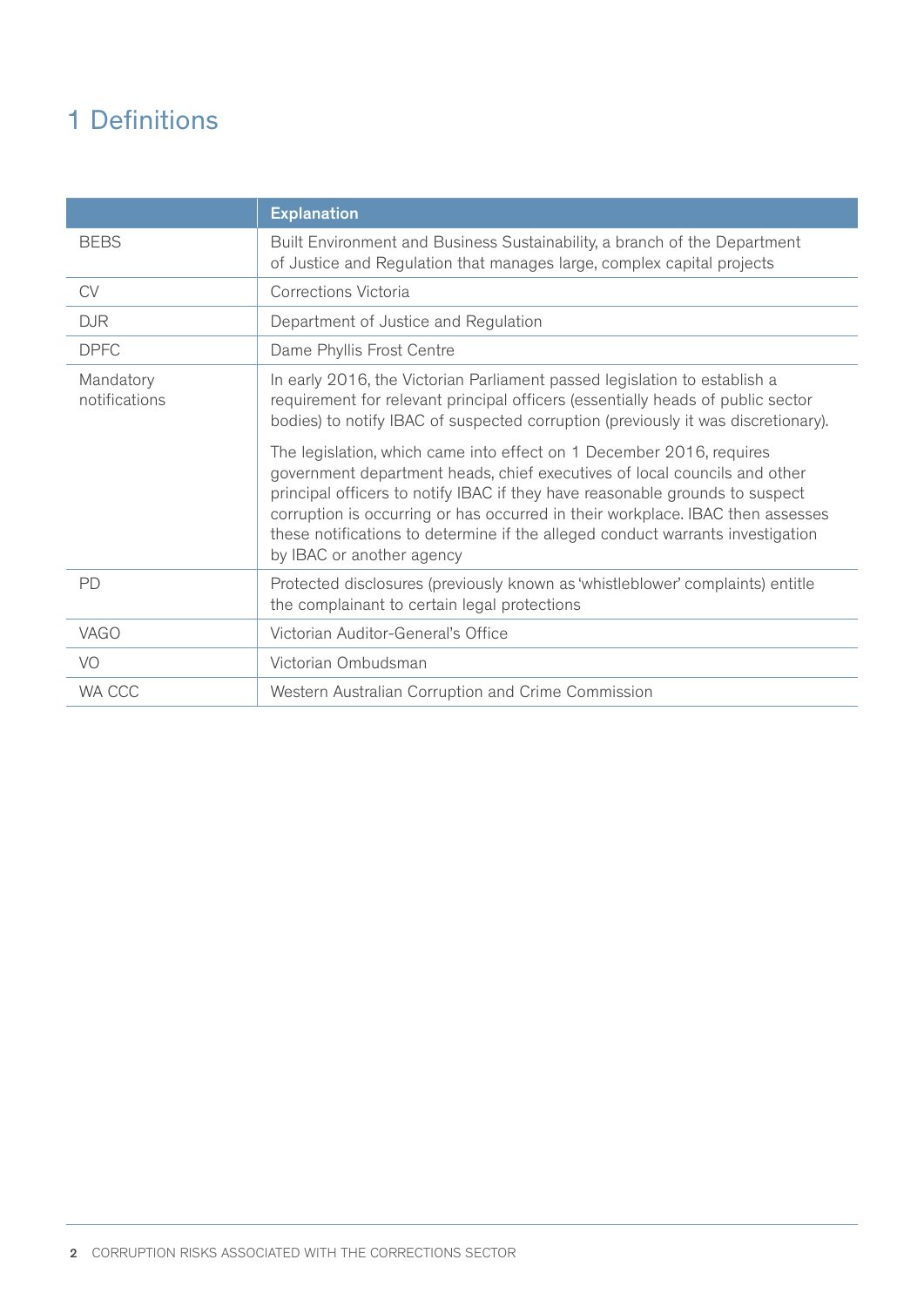# 1 Definitions

| | Explanation |
|---|---|
| BEBS | Built Environment and Business Sustainability, a branch of the Department of Justice and Regulation that manages large, complex capital projects |
| CV | Corrections Victoria |
| DJR | Department of Justice and Regulation |
| DPFC | Dame Phyllis Frost Centre |
| Mandatory notifications | In early 2016, the Victorian Parliament passed legislation to establish a requirement for relevant principal officers (essentially heads of public sector bodies) to notify IBAC of suspected corruption (previously it was discretionary).<br><br>The legislation, which came into effect on 1 December 2016, requires government department heads, chief executives of local councils and other principal officers to notify IBAC if they have reasonable grounds to suspect corruption is occurring or has occurred in their workplace. IBAC then assesses these notifications to determine if the alleged conduct warrants investigation by IBAC or another agency |
| PD | Protected disclosures (previously known as 'whistleblower' complaints) entitle the complainant to certain legal protections |
| VAGO | Victorian Auditor-General's Office |
| VO | Victorian Ombudsman |
| WA CCC | Western Australian Corruption and Crime Commission |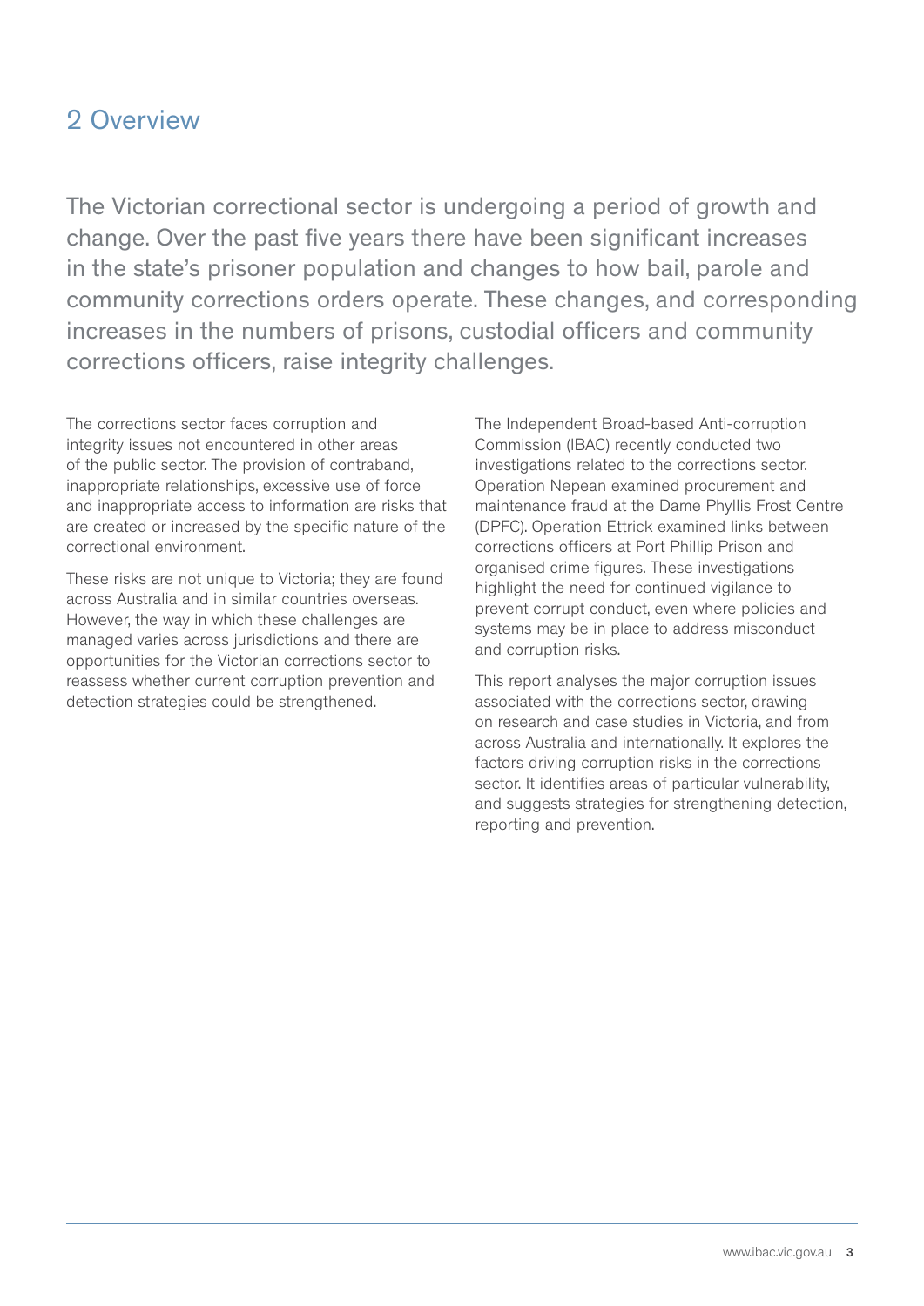## 2 Overview

The Victorian correctional sector is undergoing a period of growth and change. Over the past five years there have been significant increases in the state's prisoner population and changes to how bail, parole and community corrections orders operate. These changes, and corresponding increases in the numbers of prisons, custodial officers and community corrections officers, raise integrity challenges.

The corrections sector faces corruption and integrity issues not encountered in other areas of the public sector. The provision of contraband, inappropriate relationships, excessive use of force and inappropriate access to information are risks that are created or increased by the specific nature of the correctional environment.

These risks are not unique to Victoria; they are found across Australia and in similar countries overseas. However, the way in which these challenges are managed varies across jurisdictions and there are opportunities for the Victorian corrections sector to reassess whether current corruption prevention and detection strategies could be strengthened.

The Independent Broad-based Anti-corruption Commission (IBAC) recently conducted two investigations related to the corrections sector. Operation Nepean examined procurement and maintenance fraud at the Dame Phyllis Frost Centre (DPFC). Operation Ettrick examined links between corrections officers at Port Phillip Prison and organised crime figures. These investigations highlight the need for continued vigilance to prevent corrupt conduct, even where policies and systems may be in place to address misconduct and corruption risks.

This report analyses the major corruption issues associated with the corrections sector, drawing on research and case studies in Victoria, and from across Australia and internationally. It explores the factors driving corruption risks in the corrections sector. It identifies areas of particular vulnerability, and suggests strategies for strengthening detection, reporting and prevention.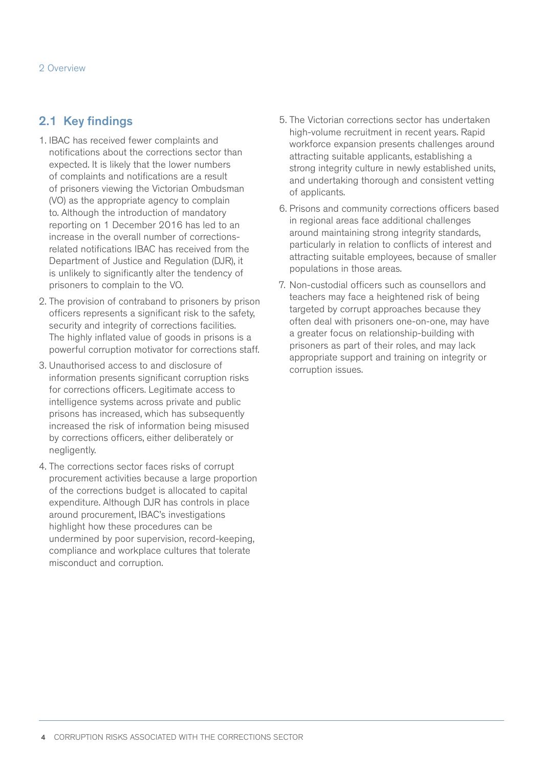## 2.1 Key findings

1. IBAC has received fewer complaints and notifications about the corrections sector than expected. It is likely that the lower numbers of complaints and notifications are a result of prisoners viewing the Victorian Ombudsman (VO) as the appropriate agency to complain to. Although the introduction of mandatory reporting on 1 December 2016 has led to an increase in the overall number of corrections-related notifications IBAC has received from the Department of Justice and Regulation (DJR), it is unlikely to significantly alter the tendency of prisoners to complain to the VO.
2. The provision of contraband to prisoners by prison officers represents a significant risk to the safety, security and integrity of corrections facilities. The highly inflated value of goods in prisons is a powerful corruption motivator for corrections staff.
3. Unauthorised access to and disclosure of information presents significant corruption risks for corrections officers. Legitimate access to intelligence systems across private and public prisons has increased, which has subsequently increased the risk of information being misused by corrections officers, either deliberately or negligently.
4. The corrections sector faces risks of corrupt procurement activities because a large proportion of the corrections budget is allocated to capital expenditure. Although DJR has controls in place around procurement, IBAC's investigations highlight how these procedures can be undermined by poor supervision, record-keeping, compliance and workplace cultures that tolerate misconduct and corruption.
5. The Victorian corrections sector has undertaken high-volume recruitment in recent years. Rapid workforce expansion presents challenges around attracting suitable applicants, establishing a strong integrity culture in newly established units, and undertaking thorough and consistent vetting of applicants.
6. Prisons and community corrections officers based in regional areas face additional challenges around maintaining strong integrity standards, particularly in relation to conflicts of interest and attracting suitable employees, because of smaller populations in those areas.
7. Non-custodial officers such as counsellors and teachers may face a heightened risk of being targeted by corrupt approaches because they often deal with prisoners one-on-one, may have a greater focus on relationship-building with prisoners as part of their roles, and may lack appropriate support and training on integrity or corruption issues.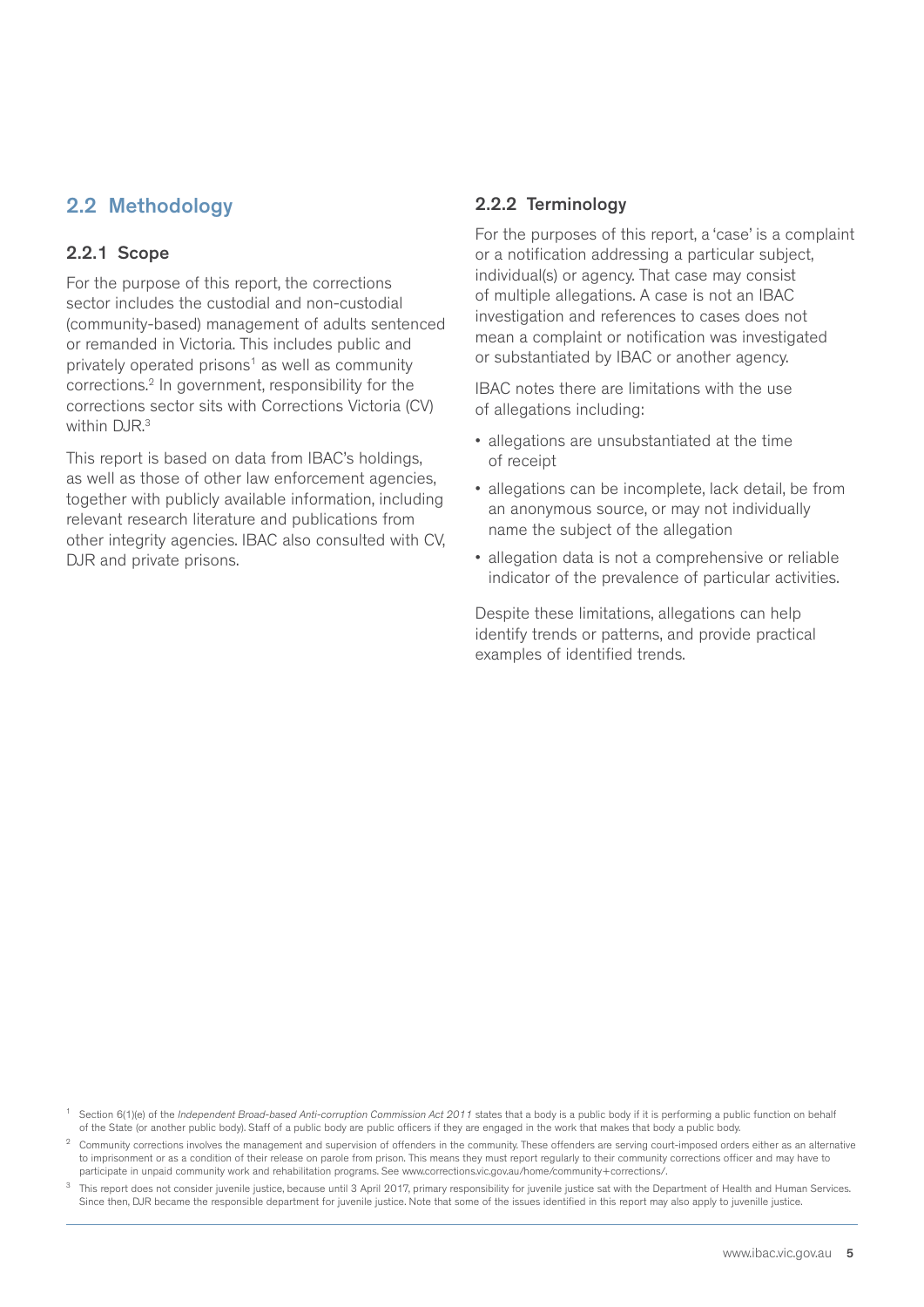## 2.2 Methodology

### 2.2.1 Scope

For the purpose of this report, the corrections sector includes the custodial and non-custodial (community-based) management of adults sentenced or remanded in Victoria. This includes public and privately operated prisons[1] as well as community corrections.[2] In government, responsibility for the corrections sector sits with Corrections Victoria (CV) within DJR.[3]

This report is based on data from IBAC's holdings, as well as those of other law enforcement agencies, together with publicly available information, including relevant research literature and publications from other integrity agencies. IBAC also consulted with CV, DJR and private prisons.

### 2.2.2 Terminology

For the purposes of this report, a 'case' is a complaint or a notification addressing a particular subject, individual(s) or agency. That case may consist of multiple allegations. A case is not an IBAC investigation and references to cases does not mean a complaint or notification was investigated or substantiated by IBAC or another agency.

IBAC notes there are limitations with the use of allegations including:

- allegations are unsubstantiated at the time of receipt
- allegations can be incomplete, lack detail, be from an anonymous source, or may not individually name the subject of the allegation
- allegation data is not a comprehensive or reliable indicator of the prevalence of particular activities.

Despite these limitations, allegations can help identify trends or patterns, and provide practical examples of identified trends.

---

[1] Section 6(1)(e) of the *Independent Broad-based Anti-corruption Commission Act 2011* states that a body is a public body if it is performing a public function on behalf of the State (or another public body). Staff of a public body are public officers if they are engaged in the work that makes that body a public body.

[2] Community corrections involves the management and supervision of offenders in the community. These offenders are serving court-imposed orders either as an alternative to imprisonment or as a condition of their release on parole from prison. This means they must report regularly to their community corrections officer and may have to participate in unpaid community work and rehabilitation programs. See www.corrections.vic.gov.au/home/community+corrections/.

[3] This report does not consider juvenile justice, because until 3 April 2017, primary responsibility for juvenile justice sat with the Department of Health and Human Services. Since then, DJR became the responsible department for juvenile justice. Note that some of the issues identified in this report may also apply to juvenille justice.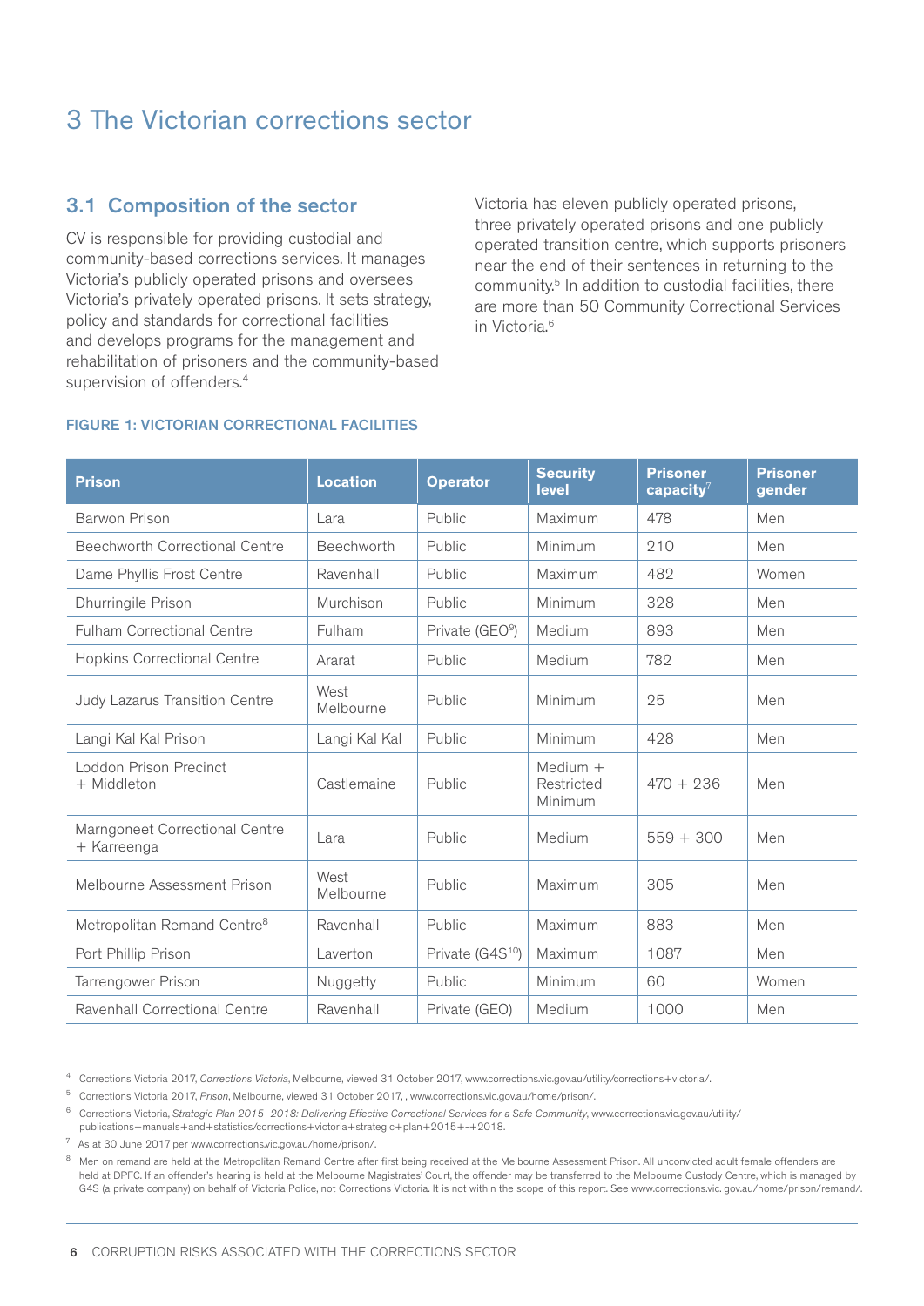# 3 The Victorian corrections sector

## 3.1 Composition of the sector

CV is responsible for providing custodial and community-based corrections services. It manages Victoria's publicly operated prisons and oversees Victoria's privately operated prisons. It sets strategy, policy and standards for correctional facilities and develops programs for the management and rehabilitation of prisoners and the community-based supervision of offenders.[4]

Victoria has eleven publicly operated prisons, three privately operated prisons and one publicly operated transition centre, which supports prisoners near the end of their sentences in returning to the community.[5] In addition to custodial facilities, there are more than 50 Community Correctional Services in Victoria.[6]

**FIGURE 1: VICTORIAN CORRECTIONAL FACILITIES**

| Prison | Location | Operator | Security level | Prisoner capacity[7] | Prisoner gender |
|---|---|---|---|---|---|
| Barwon Prison | Lara | Public | Maximum | 478 | Men |
| Beechworth Correctional Centre | Beechworth | Public | Minimum | 210 | Men |
| Dame Phyllis Frost Centre | Ravenhall | Public | Maximum | 482 | Women |
| Dhurringile Prison | Murchison | Public | Minimum | 328 | Men |
| Fulham Correctional Centre | Fulham | Private (GEO[9]) | Medium | 893 | Men |
| Hopkins Correctional Centre | Ararat | Public | Medium | 782 | Men |
| Judy Lazarus Transition Centre | West Melbourne | Public | Minimum | 25 | Men |
| Langi Kal Kal Prison | Langi Kal Kal | Public | Minimum | 428 | Men |
| Loddon Prison Precinct + Middleton | Castlemaine | Public | Medium + Restricted Minimum | 470 + 236 | Men |
| Marngoneet Correctional Centre + Karreenga | Lara | Public | Medium | 559 + 300 | Men |
| Melbourne Assessment Prison | West Melbourne | Public | Maximum | 305 | Men |
| Metropolitan Remand Centre[8] | Ravenhall | Public | Maximum | 883 | Men |
| Port Phillip Prison | Laverton | Private (G4S[10]) | Maximum | 1087 | Men |
| Tarrengower Prison | Nuggetty | Public | Minimum | 60 | Women |
| Ravenhall Correctional Centre | Ravenhall | Private (GEO) | Medium | 1000 | Men |

[4] Corrections Victoria 2017, *Corrections Victoria*, Melbourne, viewed 31 October 2017, www.corrections.vic.gov.au/utility/corrections+victoria/.

[5] Corrections Victoria 2017, *Prison*, Melbourne, viewed 31 October 2017, , www.corrections.vic.gov.au/home/prison/.

[6] Corrections Victoria, *Strategic Plan 2015–2018: Delivering Effective Correctional Services for a Safe Community*, www.corrections.vic.gov.au/utility/publications+manuals+and+statistics/corrections+victoria+strategic+plan+2015+-+2018.

[7] As at 30 June 2017 per www.corrections.vic.gov.au/home/prison/.

[8] Men on remand are held at the Metropolitan Remand Centre after first being received at the Melbourne Assessment Prison. All unconvicted adult female offenders are held at DPFC. If an offender's hearing is held at the Melbourne Magistrates' Court, the offender may be transferred to the Melbourne Custody Centre, which is managed by G4S (a private company) on behalf of Victoria Police, not Corrections Victoria. It is not within the scope of this report. See www.corrections.vic. gov.au/home/prison/remand/.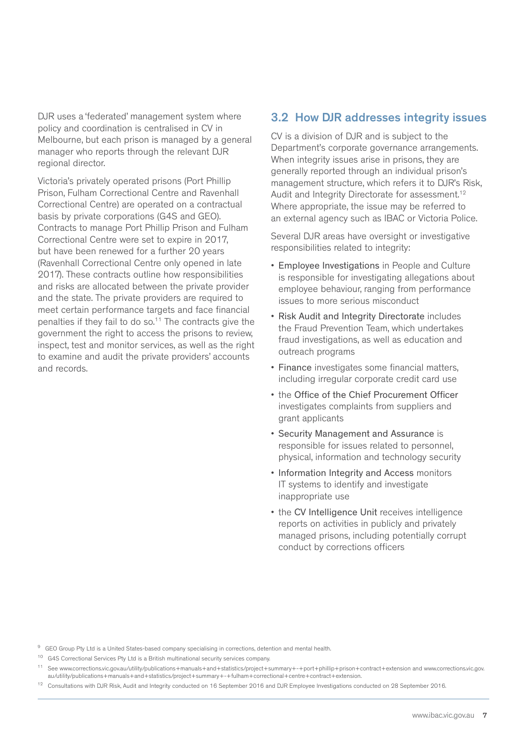DJR uses a 'federated' management system where policy and coordination is centralised in CV in Melbourne, but each prison is managed by a general manager who reports through the relevant DJR regional director.

Victoria's privately operated prisons (Port Phillip Prison, Fulham Correctional Centre and Ravenhall Correctional Centre) are operated on a contractual basis by private corporations (G4S and GEO). Contracts to manage Port Phillip Prison and Fulham Correctional Centre were set to expire in 2017, but have been renewed for a further 20 years (Ravenhall Correctional Centre only opened in late 2017). These contracts outline how responsibilities and risks are allocated between the private provider and the state. The private providers are required to meet certain performance targets and face financial penalties if they fail to do so.[11] The contracts give the government the right to access the prisons to review, inspect, test and monitor services, as well as the right to examine and audit the private providers' accounts and records.

## 3.2 How DJR addresses integrity issues

CV is a division of DJR and is subject to the Department's corporate governance arrangements. When integrity issues arise in prisons, they are generally reported through an individual prison's management structure, which refers it to DJR's Risk, Audit and Integrity Directorate for assessment.[12] Where appropriate, the issue may be referred to an external agency such as IBAC or Victoria Police.

Several DJR areas have oversight or investigative responsibilities related to integrity:

- Employee Investigations in People and Culture is responsible for investigating allegations about employee behaviour, ranging from performance issues to more serious misconduct
- Risk Audit and Integrity Directorate includes the Fraud Prevention Team, which undertakes fraud investigations, as well as education and outreach programs
- Finance investigates some financial matters, including irregular corporate credit card use
- the Office of the Chief Procurement Officer investigates complaints from suppliers and grant applicants
- Security Management and Assurance is responsible for issues related to personnel, physical, information and technology security
- Information Integrity and Access monitors IT systems to identify and investigate inappropriate use
- the CV Intelligence Unit receives intelligence reports on activities in publicly and privately managed prisons, including potentially corrupt conduct by corrections officers

[9] GEO Group Pty Ltd is a United States-based company specialising in corrections, detention and mental health.

[10] G4S Correctional Services Pty Ltd is a British multinational security services company.

[11] See www.corrections.vic.gov.au/utility/publications+manuals+and+statistics/project+summary+-+port+phillip+prison+contract+extension and www.corrections.vic.gov.au/utility/publications+manuals+and+statistics/project+summary+-+fulham+correctional+centre+contract+extension.

[12] Consultations with DJR Risk, Audit and Integrity conducted on 16 September 2016 and DJR Employee Investigations conducted on 28 September 2016.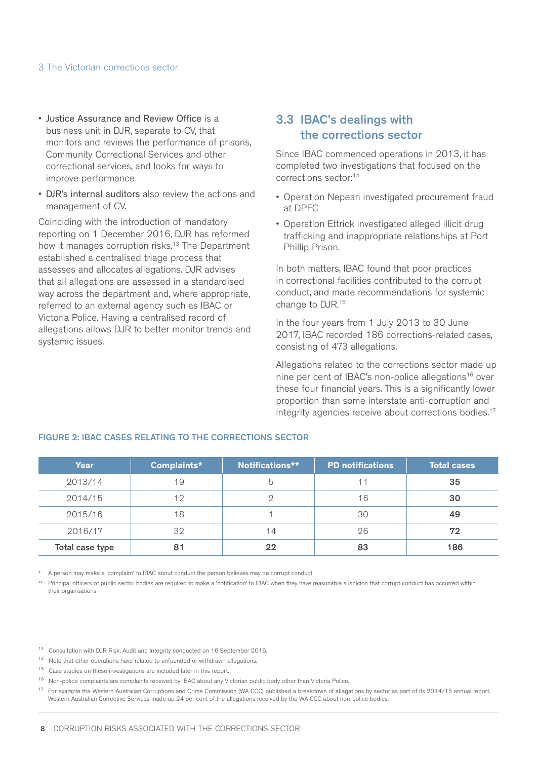- Justice Assurance and Review Office is a business unit in DJR, separate to CV, that monitors and reviews the performance of prisons, Community Correctional Services and other correctional services, and looks for ways to improve performance
- DJR's internal auditors also review the actions and management of CV.

Coinciding with the introduction of mandatory reporting on 1 December 2016, DJR has reformed how it manages corruption risks.[13] The Department established a centralised triage process that assesses and allocates allegations. DJR advises that all allegations are assessed in a standardised way across the department and, where appropriate, referred to an external agency such as IBAC or Victoria Police. Having a centralised record of allegations allows DJR to better monitor trends and systemic issues.

## 3.3 IBAC's dealings with the corrections sector

Since IBAC commenced operations in 2013, it has completed two investigations that focused on the corrections sector:[14]

- Operation Nepean investigated procurement fraud at DPFC
- Operation Ettrick investigated alleged illicit drug trafficking and inappropriate relationships at Port Phillip Prison.

In both matters, IBAC found that poor practices in correctional facilities contributed to the corrupt conduct, and made recommendations for systemic change to DJR.[15]

In the four years from 1 July 2013 to 30 June 2017, IBAC recorded 186 corrections-related cases, consisting of 473 allegations.

Allegations related to the corrections sector made up nine per cent of IBAC's non-police allegations[16] over these four financial years. This is a significantly lower proportion than some interstate anti-corruption and integrity agencies receive about corrections bodies.[17]

### FIGURE 2: IBAC CASES RELATING TO THE CORRECTIONS SECTOR

| Year | Complaints* | Notifications** | PD notifications | Total cases |
|---|---|---|---|---|
| 2013/14 | 19 | 5 | 11 | **35** |
| 2014/15 | 12 | 2 | 16 | **30** |
| 2015/16 | 18 | 1 | 30 | **49** |
| 2016/17 | 32 | 14 | 26 | **72** |
| **Total case type** | **81** | **22** | **83** | **186** |

\* A person may make a 'complaint' to IBAC about conduct the person believes may be corrupt conduct

** Principal officers of public sector bodies are required to make a 'notification' to IBAC when they have reasonable suspicion that corrupt conduct has occurred within their organisations

[13] Consultation with DJR Risk, Audit and Integrity conducted on 16 September 2016.

[14] Note that other operations have related to unfounded or withdrawn allegations.

[15] Case studies on these investigations are included later in this report.

[16] Non-police complaints are complaints received by IBAC about any Victorian public body other than Victoria Police.

[17] For example the Western Australian Corruptions and Crime Commission (WA CCC) published a breakdown of allegations by sector as part of its 2014/15 annual report. Western Australian Corrective Services made up 24 per cent of the allegations received by the WA CCC about non-police bodies.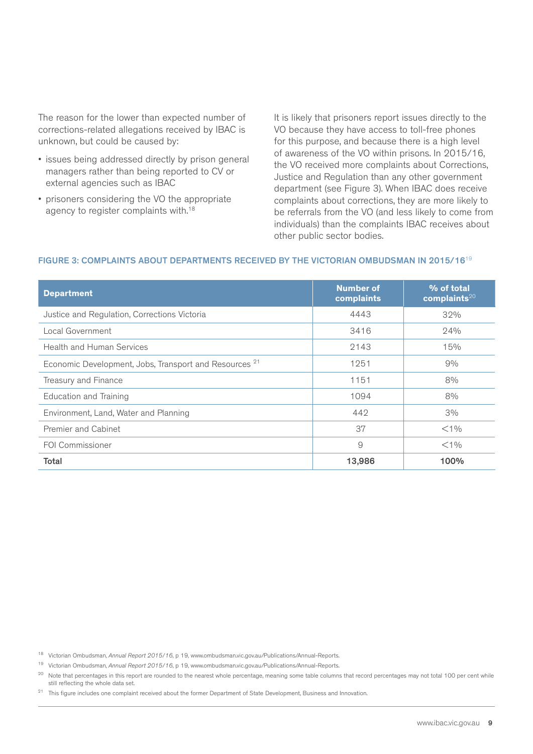The reason for the lower than expected number of corrections-related allegations received by IBAC is unknown, but could be caused by:

- issues being addressed directly by prison general managers rather than being reported to CV or external agencies such as IBAC
- prisoners considering the VO the appropriate agency to register complaints with.[18]

It is likely that prisoners report issues directly to the VO because they have access to toll-free phones for this purpose, and because there is a high level of awareness of the VO within prisons. In 2015/16, the VO received more complaints about Corrections, Justice and Regulation than any other government department (see Figure 3). When IBAC does receive complaints about corrections, they are more likely to be referrals from the VO (and less likely to come from individuals) than the complaints IBAC receives about other public sector bodies.

#### FIGURE 3: COMPLAINTS ABOUT DEPARTMENTS RECEIVED BY THE VICTORIAN OMBUDSMAN IN 2015/16[19]

| Department | Number of complaints | % of total complaints[20] |
|---|---|---|
| Justice and Regulation, Corrections Victoria | 4443 | 32% |
| Local Government | 3416 | 24% |
| Health and Human Services | 2143 | 15% |
| Economic Development, Jobs, Transport and Resources [21] | 1251 | 9% |
| Treasury and Finance | 1151 | 8% |
| Education and Training | 1094 | 8% |
| Environment, Land, Water and Planning | 442 | 3% |
| Premier and Cabinet | 37 | <1% |
| FOI Commissioner | 9 | <1% |
| **Total** | **13,986** | **100%** |

[18] Victorian Ombudsman, *Annual Report 2015/16*, p 19, www.ombudsman.vic.gov.au/Publications/Annual-Reports.

[19] Victorian Ombudsman, *Annual Report 2015/16*, p 19, www.ombudsman.vic.gov.au/Publications/Annual-Reports.

[20] Note that percentages in this report are rounded to the nearest whole percentage, meaning some table columns that record percentages may not total 100 per cent while still reflecting the whole data set.

[21] This figure includes one complaint received about the former Department of State Development, Business and Innovation.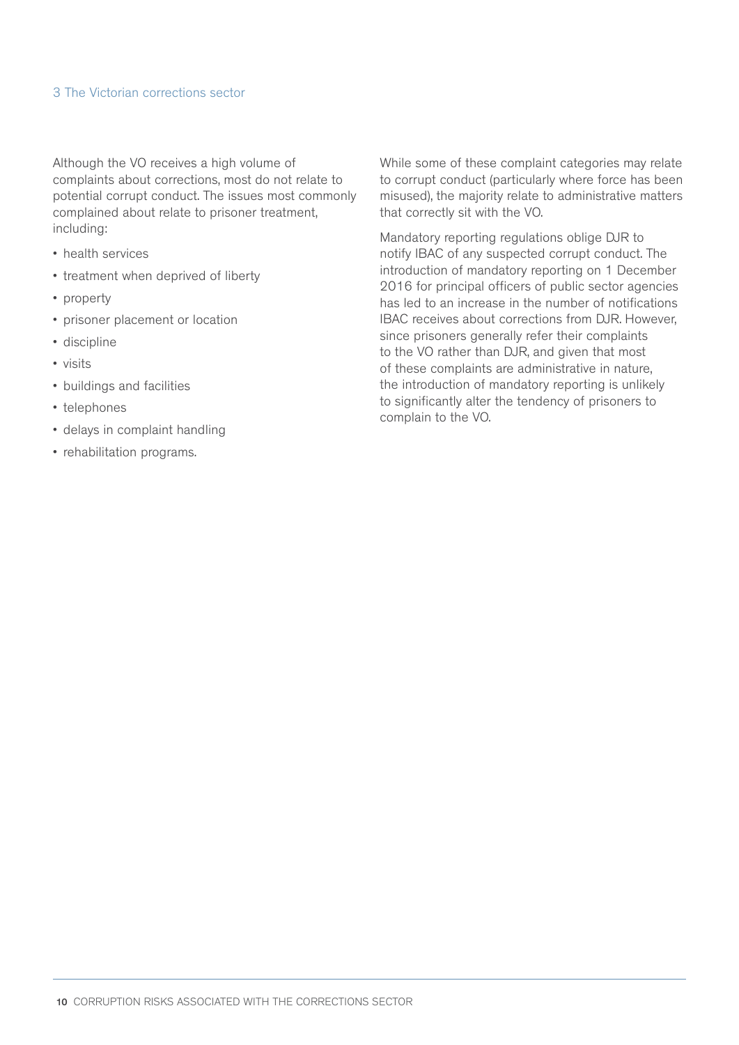Although the VO receives a high volume of complaints about corrections, most do not relate to potential corrupt conduct. The issues most commonly complained about relate to prisoner treatment, including:

- health services
- treatment when deprived of liberty
- property
- prisoner placement or location
- discipline
- visits
- buildings and facilities
- telephones
- delays in complaint handling
- rehabilitation programs.

While some of these complaint categories may relate to corrupt conduct (particularly where force has been misused), the majority relate to administrative matters that correctly sit with the VO.

Mandatory reporting regulations oblige DJR to notify IBAC of any suspected corrupt conduct. The introduction of mandatory reporting on 1 December 2016 for principal officers of public sector agencies has led to an increase in the number of notifications IBAC receives about corrections from DJR. However, since prisoners generally refer their complaints to the VO rather than DJR, and given that most of these complaints are administrative in nature, the introduction of mandatory reporting is unlikely to significantly alter the tendency of prisoners to complain to the VO.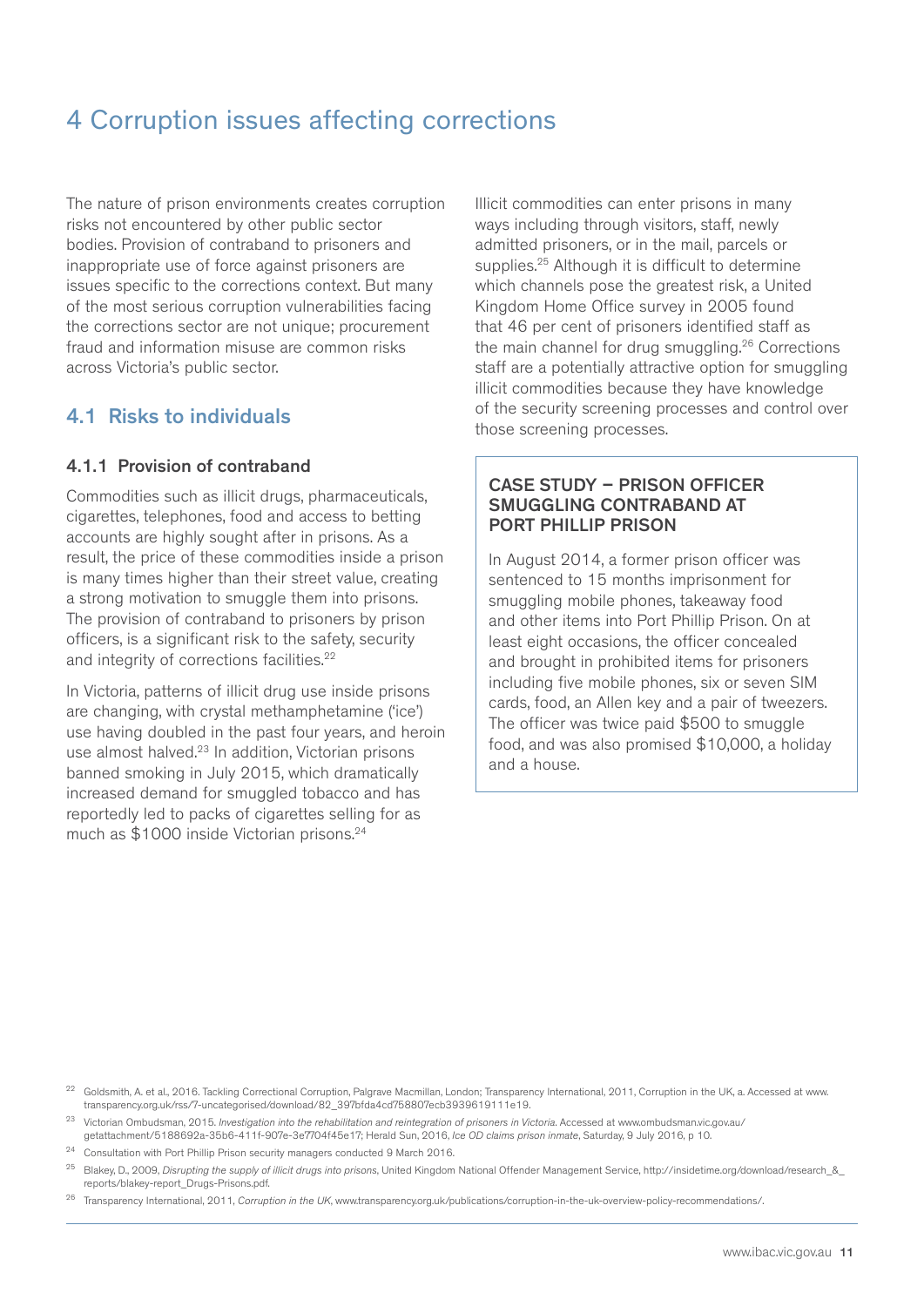# 4 Corruption issues affecting corrections

The nature of prison environments creates corruption risks not encountered by other public sector bodies. Provision of contraband to prisoners and inappropriate use of force against prisoners are issues specific to the corrections context. But many of the most serious corruption vulnerabilities facing the corrections sector are not unique; procurement fraud and information misuse are common risks across Victoria's public sector.

## 4.1 Risks to individuals

### 4.1.1 Provision of contraband

Commodities such as illicit drugs, pharmaceuticals, cigarettes, telephones, food and access to betting accounts are highly sought after in prisons. As a result, the price of these commodities inside a prison is many times higher than their street value, creating a strong motivation to smuggle them into prisons. The provision of contraband to prisoners by prison officers, is a significant risk to the safety, security and integrity of corrections facilities.[22]

In Victoria, patterns of illicit drug use inside prisons are changing, with crystal methamphetamine ('ice') use having doubled in the past four years, and heroin use almost halved.[23] In addition, Victorian prisons banned smoking in July 2015, which dramatically increased demand for smuggled tobacco and has reportedly led to packs of cigarettes selling for as much as $1000 inside Victorian prisons.[24]

Illicit commodities can enter prisons in many ways including through visitors, staff, newly admitted prisoners, or in the mail, parcels or supplies.[25] Although it is difficult to determine which channels pose the greatest risk, a United Kingdom Home Office survey in 2005 found that 46 per cent of prisoners identified staff as the main channel for drug smuggling.[26] Corrections staff are a potentially attractive option for smuggling illicit commodities because they have knowledge of the security screening processes and control over those screening processes.

> **CASE STUDY – PRISON OFFICER SMUGGLING CONTRABAND AT PORT PHILLIP PRISON**
>
> In August 2014, a former prison officer was sentenced to 15 months imprisonment for smuggling mobile phones, takeaway food and other items into Port Phillip Prison. On at least eight occasions, the officer concealed and brought in prohibited items for prisoners including five mobile phones, six or seven SIM cards, food, an Allen key and a pair of tweezers. The officer was twice paid $500 to smuggle food, and was also promised $10,000, a holiday and a house.

---

[22] Goldsmith, A. et al., 2016. Tackling Correctional Corruption, Palgrave Macmillan, London; Transparency International, 2011, Corruption in the UK, a. Accessed at www.transparency.org.uk/rss/7-uncategorised/download/82_397bfda4cd758807ecb3939619111e19.

[23] Victorian Ombudsman, 2015. *Investigation into the rehabilitation and reintegration of prisoners in Victoria*. Accessed at www.ombudsman.vic.gov.au/getattachment/5188692a-35b6-411f-907e-3e7704f45e17; Herald Sun, 2016, *Ice OD claims prison inmate*, Saturday, 9 July 2016, p 10.

[24] Consultation with Port Phillip Prison security managers conducted 9 March 2016.

[25] Blakey, D., 2009, *Disrupting the supply of illicit drugs into prisons*, United Kingdom National Offender Management Service, http://insidetime.org/download/research_&_reports/blakey-report_Drugs-Prisons.pdf.

[26] Transparency International, 2011, *Corruption in the UK*, www.transparency.org.uk/publications/corruption-in-the-uk-overview-policy-recommendations/.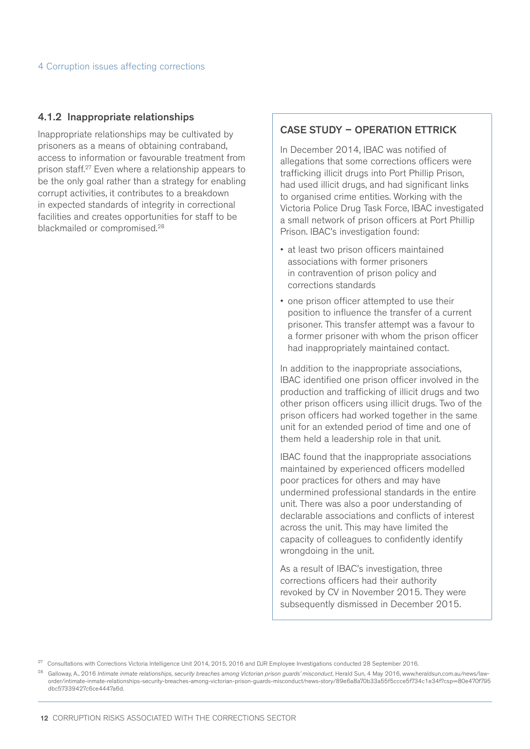### 4.1.2 Inappropriate relationships

Inappropriate relationships may be cultivated by prisoners as a means of obtaining contraband, access to information or favourable treatment from prison staff.[27] Even where a relationship appears to be the only goal rather than a strategy for enabling corrupt activities, it contributes to a breakdown in expected standards of integrity in correctional facilities and creates opportunities for staff to be blackmailed or compromised.[28]

#### CASE STUDY – OPERATION ETTRICK

In December 2014, IBAC was notified of allegations that some corrections officers were trafficking illicit drugs into Port Phillip Prison, had used illicit drugs, and had significant links to organised crime entities. Working with the Victoria Police Drug Task Force, IBAC investigated a small network of prison officers at Port Phillip Prison. IBAC's investigation found:

- at least two prison officers maintained associations with former prisoners in contravention of prison policy and corrections standards
- one prison officer attempted to use their position to influence the transfer of a current prisoner. This transfer attempt was a favour to a former prisoner with whom the prison officer had inappropriately maintained contact.

In addition to the inappropriate associations, IBAC identified one prison officer involved in the production and trafficking of illicit drugs and two other prison officers using illicit drugs. Two of the prison officers had worked together in the same unit for an extended period of time and one of them held a leadership role in that unit.

IBAC found that the inappropriate associations maintained by experienced officers modelled poor practices for others and may have undermined professional standards in the entire unit. There was also a poor understanding of declarable associations and conflicts of interest across the unit. This may have limited the capacity of colleagues to confidently identify wrongdoing in the unit.

As a result of IBAC's investigation, three corrections officers had their authority revoked by CV in November 2015. They were subsequently dismissed in December 2015.

---

[27] Consultations with Corrections Victoria Intelligence Unit 2014, 2015, 2016 and DJR Employee Investigations conducted 28 September 2016.

[28] Galloway, A., 2016 *Intimate inmate relationships, security breaches among Victorian prison guards' misconduct*, Herald Sun, 4 May 2016, www.heraldsun.com.au/news/law-order/intimate-inmate-relationships-security-breaches-among-victorian-prison-guards-misconduct/news-story/89e6a8a70b33a55f5ccce5f734c1e34f?csp=80e470f795dbc57339427c6ce4447a6d.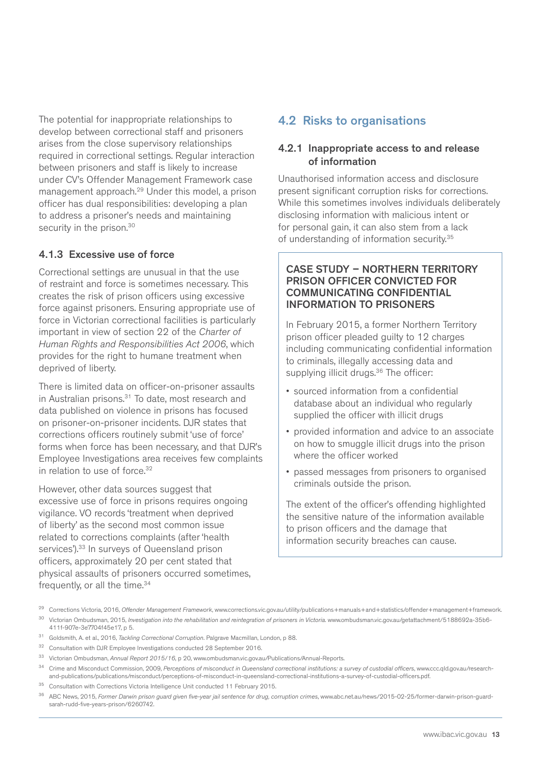The potential for inappropriate relationships to develop between correctional staff and prisoners arises from the close supervisory relationships required in correctional settings. Regular interaction between prisoners and staff is likely to increase under CV's Offender Management Framework case management approach.[29] Under this model, a prison officer has dual responsibilities: developing a plan to address a prisoner's needs and maintaining security in the prison.[30]

### 4.1.3 Excessive use of force

Correctional settings are unusual in that the use of restraint and force is sometimes necessary. This creates the risk of prison officers using excessive force against prisoners. Ensuring appropriate use of force in Victorian correctional facilities is particularly important in view of section 22 of the *Charter of Human Rights and Responsibilities Act 2006*, which provides for the right to humane treatment when deprived of liberty.

There is limited data on officer-on-prisoner assaults in Australian prisons.[31] To date, most research and data published on violence in prisons has focused on prisoner-on-prisoner incidents. DJR states that corrections officers routinely submit 'use of force' forms when force has been necessary, and that DJR's Employee Investigations area receives few complaints in relation to use of force.[32]

However, other data sources suggest that excessive use of force in prisons requires ongoing vigilance. VO records 'treatment when deprived of liberty' as the second most common issue related to corrections complaints (after 'health services').[33] In surveys of Queensland prison officers, approximately 20 per cent stated that physical assaults of prisoners occurred sometimes, frequently, or all the time.[34]

## 4.2 Risks to organisations

### 4.2.1 Inappropriate access to and release of information

Unauthorised information access and disclosure present significant corruption risks for corrections. While this sometimes involves individuals deliberately disclosing information with malicious intent or for personal gain, it can also stem from a lack of understanding of information security.[35]

#### CASE STUDY – NORTHERN TERRITORY PRISON OFFICER CONVICTED FOR COMMUNICATING CONFIDENTIAL INFORMATION TO PRISONERS

In February 2015, a former Northern Territory prison officer pleaded guilty to 12 charges including communicating confidential information to criminals, illegally accessing data and supplying illicit drugs.[36] The officer:

- sourced information from a confidential database about an individual who regularly supplied the officer with illicit drugs
- provided information and advice to an associate on how to smuggle illicit drugs into the prison where the officer worked
- passed messages from prisoners to organised criminals outside the prison.

The extent of the officer's offending highlighted the sensitive nature of the information available to prison officers and the damage that information security breaches can cause.

---

[29] Corrections Victoria, 2016, *Offender Management Framework*, www.corrections.vic.gov.au/utility/publications+manuals+and+statistics/offender+management+framework.

[30] Victorian Ombudsman, 2015, *Investigation into the rehabilitation and reintegration of prisoners in Victoria*. www.ombudsman.vic.gov.au/getattachment/5188692a-35b6-411f-907e-3e7704f45e17, p 5.

[31] Goldsmith, A. et al., 2016, *Tackling Correctional Corruption*. Palgrave Macmillan, London, p 88.

[32] Consultation with DJR Employee Investigations conducted 28 September 2016.

[33] Victorian Ombudsman, *Annual Report 2015/16*, p 20, www.ombudsman.vic.gov.au/Publications/Annual-Reports.

[34] Crime and Misconduct Commission, 2009, *Perceptions of misconduct in Queensland correctional institutions: a survey of custodial officers*, www.ccc.qld.gov.au/research-and-publications/publications/misconduct/perceptions-of-misconduct-in-queensland-correctional-institutions-a-survey-of-custodial-officers.pdf.

[35] Consultation with Corrections Victoria Intelligence Unit conducted 11 February 2015.

[36] ABC News, 2015, *Former Darwin prison guard given five-year jail sentence for drug, corruption crimes*, www.abc.net.au/news/2015-02-25/former-darwin-prison-guard-sarah-rudd-five-years-prison/6260742.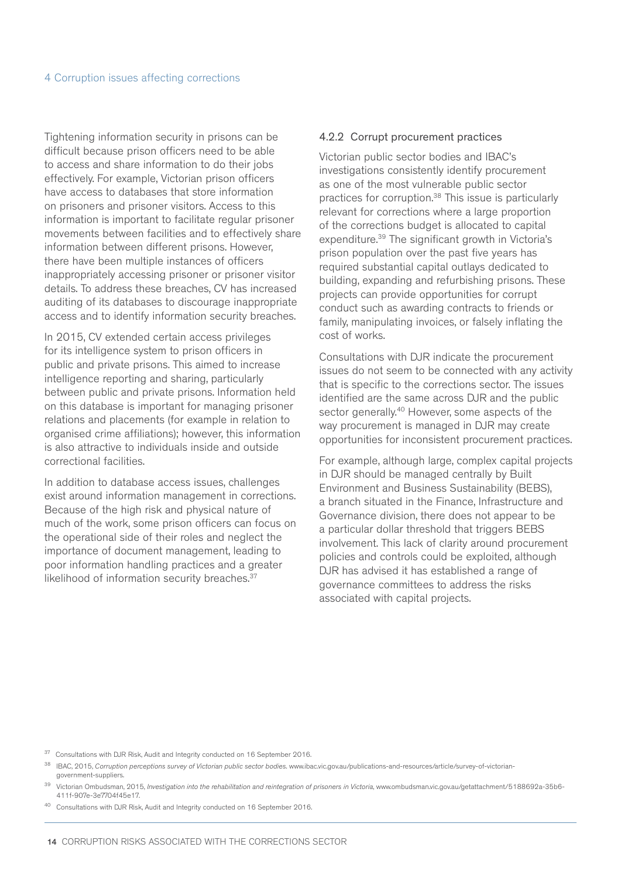Tightening information security in prisons can be difficult because prison officers need to be able to access and share information to do their jobs effectively. For example, Victorian prison officers have access to databases that store information on prisoners and prisoner visitors. Access to this information is important to facilitate regular prisoner movements between facilities and to effectively share information between different prisons. However, there have been multiple instances of officers inappropriately accessing prisoner or prisoner visitor details. To address these breaches, CV has increased auditing of its databases to discourage inappropriate access and to identify information security breaches.

In 2015, CV extended certain access privileges for its intelligence system to prison officers in public and private prisons. This aimed to increase intelligence reporting and sharing, particularly between public and private prisons. Information held on this database is important for managing prisoner relations and placements (for example in relation to organised crime affiliations); however, this information is also attractive to individuals inside and outside correctional facilities.

In addition to database access issues, challenges exist around information management in corrections. Because of the high risk and physical nature of much of the work, some prison officers can focus on the operational side of their roles and neglect the importance of document management, leading to poor information handling practices and a greater likelihood of information security breaches.[37]

### 4.2.2 Corrupt procurement practices

Victorian public sector bodies and IBAC's investigations consistently identify procurement as one of the most vulnerable public sector practices for corruption.[38] This issue is particularly relevant for corrections where a large proportion of the corrections budget is allocated to capital expenditure.[39] The significant growth in Victoria's prison population over the past five years has required substantial capital outlays dedicated to building, expanding and refurbishing prisons. These projects can provide opportunities for corrupt conduct such as awarding contracts to friends or family, manipulating invoices, or falsely inflating the cost of works.

Consultations with DJR indicate the procurement issues do not seem to be connected with any activity that is specific to the corrections sector. The issues identified are the same across DJR and the public sector generally.[40] However, some aspects of the way procurement is managed in DJR may create opportunities for inconsistent procurement practices.

For example, although large, complex capital projects in DJR should be managed centrally by Built Environment and Business Sustainability (BEBS), a branch situated in the Finance, Infrastructure and Governance division, there does not appear to be a particular dollar threshold that triggers BEBS involvement. This lack of clarity around procurement policies and controls could be exploited, although DJR has advised it has established a range of governance committees to address the risks associated with capital projects.

---

[37] Consultations with DJR Risk, Audit and Integrity conducted on 16 September 2016.

[38] IBAC, 2015, *Corruption perceptions survey of Victorian public sector bodies*. www.ibac.vic.gov.au/publications-and-resources/article/survey-of-victorian-government-suppliers.

[39] Victorian Ombudsman, 2015, *Investigation into the rehabilitation and reintegration of prisoners in Victoria*, www.ombudsman.vic.gov.au/getattachment/5188692a-35b6-411f-907e-3e7704f45e17.

[40] Consultations with DJR Risk, Audit and Integrity conducted on 16 September 2016.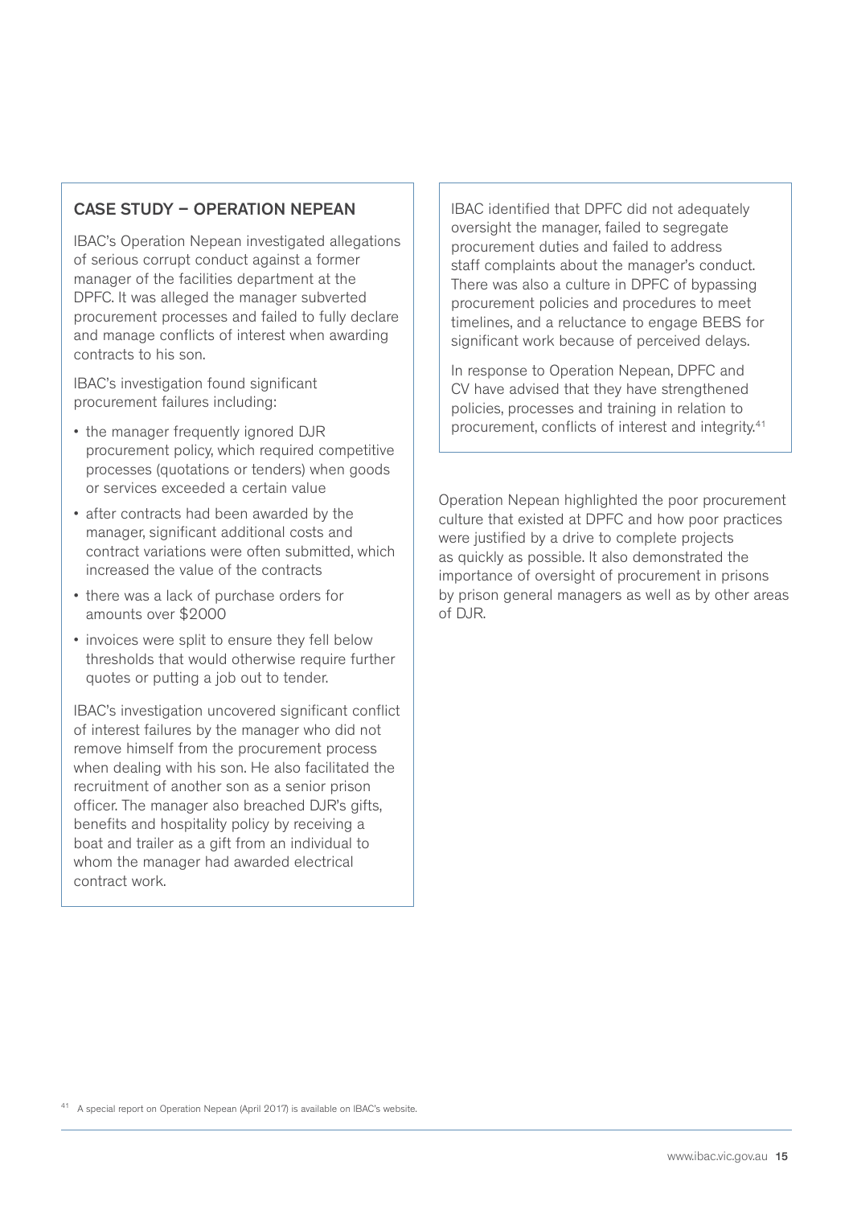### CASE STUDY – OPERATION NEPEAN

IBAC's Operation Nepean investigated allegations of serious corrupt conduct against a former manager of the facilities department at the DPFC. It was alleged the manager subverted procurement processes and failed to fully declare and manage conflicts of interest when awarding contracts to his son.

IBAC's investigation found significant procurement failures including:

- the manager frequently ignored DJR procurement policy, which required competitive processes (quotations or tenders) when goods or services exceeded a certain value
- after contracts had been awarded by the manager, significant additional costs and contract variations were often submitted, which increased the value of the contracts
- there was a lack of purchase orders for amounts over $2000
- invoices were split to ensure they fell below thresholds that would otherwise require further quotes or putting a job out to tender.

IBAC's investigation uncovered significant conflict of interest failures by the manager who did not remove himself from the procurement process when dealing with his son. He also facilitated the recruitment of another son as a senior prison officer. The manager also breached DJR's gifts, benefits and hospitality policy by receiving a boat and trailer as a gift from an individual to whom the manager had awarded electrical contract work.

IBAC identified that DPFC did not adequately oversight the manager, failed to segregate procurement duties and failed to address staff complaints about the manager's conduct. There was also a culture in DPFC of bypassing procurement policies and procedures to meet timelines, and a reluctance to engage BEBS for significant work because of perceived delays.

In response to Operation Nepean, DPFC and CV have advised that they have strengthened policies, processes and training in relation to procurement, conflicts of interest and integrity.[41]

Operation Nepean highlighted the poor procurement culture that existed at DPFC and how poor practices were justified by a drive to complete projects as quickly as possible. It also demonstrated the importance of oversight of procurement in prisons by prison general managers as well as by other areas of DJR.

[41] A special report on Operation Nepean (April 2017) is available on IBAC's website.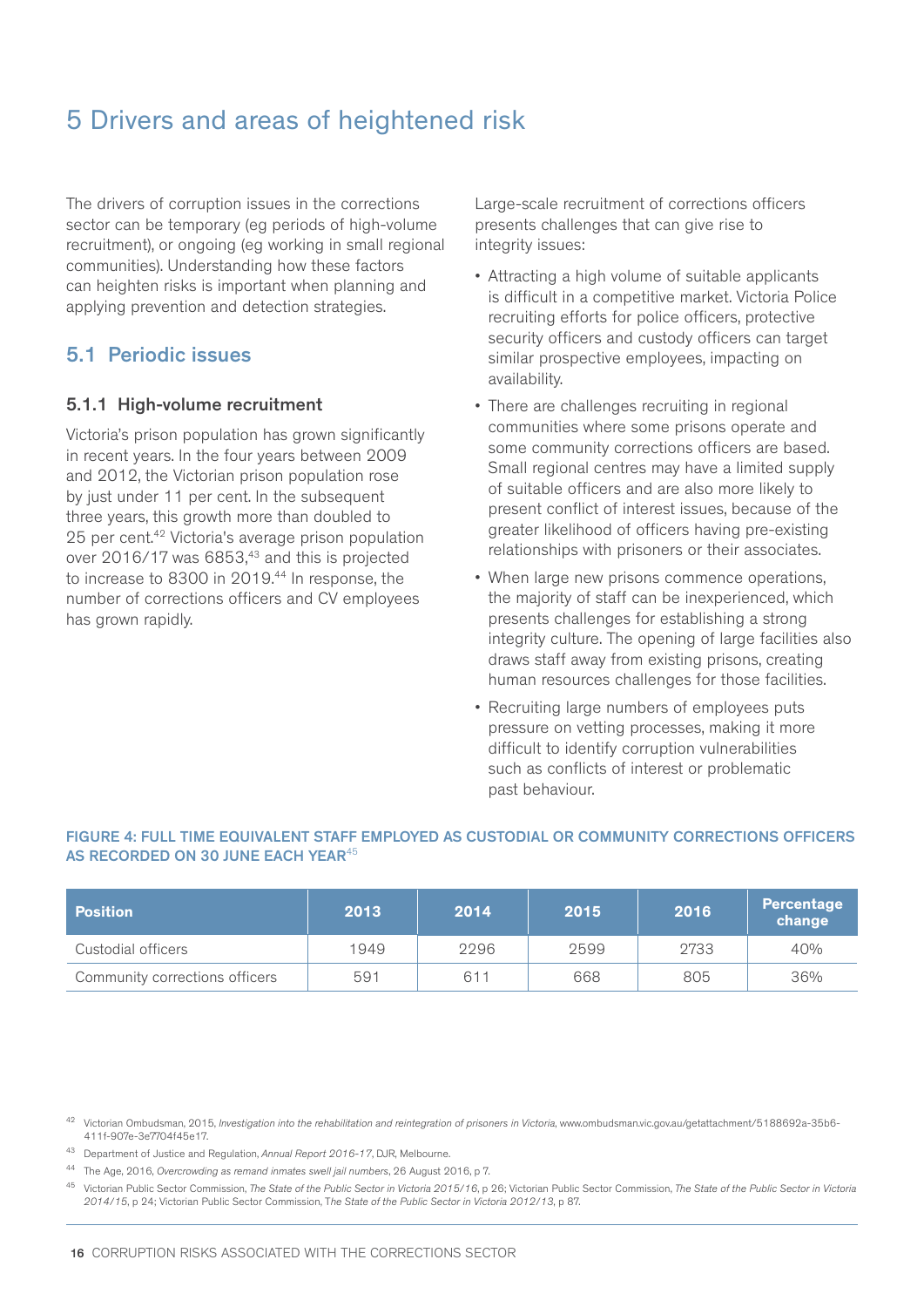# 5 Drivers and areas of heightened risk

The drivers of corruption issues in the corrections sector can be temporary (eg periods of high-volume recruitment), or ongoing (eg working in small regional communities). Understanding how these factors can heighten risks is important when planning and applying prevention and detection strategies.

## 5.1 Periodic issues

### 5.1.1 High-volume recruitment

Victoria's prison population has grown significantly in recent years. In the four years between 2009 and 2012, the Victorian prison population rose by just under 11 per cent. In the subsequent three years, this growth more than doubled to 25 per cent.[42] Victoria's average prison population over 2016/17 was 6853,[43] and this is projected to increase to 8300 in 2019.[44] In response, the number of corrections officers and CV employees has grown rapidly.

Large-scale recruitment of corrections officers presents challenges that can give rise to integrity issues:

- Attracting a high volume of suitable applicants is difficult in a competitive market. Victoria Police recruiting efforts for police officers, protective security officers and custody officers can target similar prospective employees, impacting on availability.
- There are challenges recruiting in regional communities where some prisons operate and some community corrections officers are based. Small regional centres may have a limited supply of suitable officers and are also more likely to present conflict of interest issues, because of the greater likelihood of officers having pre-existing relationships with prisoners or their associates.
- When large new prisons commence operations, the majority of staff can be inexperienced, which presents challenges for establishing a strong integrity culture. The opening of large facilities also draws staff away from existing prisons, creating human resources challenges for those facilities.
- Recruiting large numbers of employees puts pressure on vetting processes, making it more difficult to identify corruption vulnerabilities such as conflicts of interest or problematic past behaviour.

**FIGURE 4: FULL TIME EQUIVALENT STAFF EMPLOYED AS CUSTODIAL OR COMMUNITY CORRECTIONS OFFICERS AS RECORDED ON 30 JUNE EACH YEAR**[45]

| Position | 2013 | 2014 | 2015 | 2016 | Percentage change |
|---|---|---|---|---|---|
| Custodial officers | 1949 | 2296 | 2599 | 2733 | 40% |
| Community corrections officers | 591 | 611 | 668 | 805 | 36% |

[42] Victorian Ombudsman, 2015, *Investigation into the rehabilitation and reintegration of prisoners in Victoria*, www.ombudsman.vic.gov.au/getattachment/5188692a-35b6-411f-907e-3e7704f45e17.

[43] Department of Justice and Regulation, *Annual Report 2016-17*, DJR, Melbourne.

[44] The Age, 2016, *Overcrowding as remand inmates swell jail numbers*, 26 August 2016, p 7.

[45] Victorian Public Sector Commission, *The State of the Public Sector in Victoria 2015/16*, p 26; Victorian Public Sector Commission, *The State of the Public Sector in Victoria 2014/15*, p 24; Victorian Public Sector Commission, *The State of the Public Sector in Victoria 2012/13*, p 87.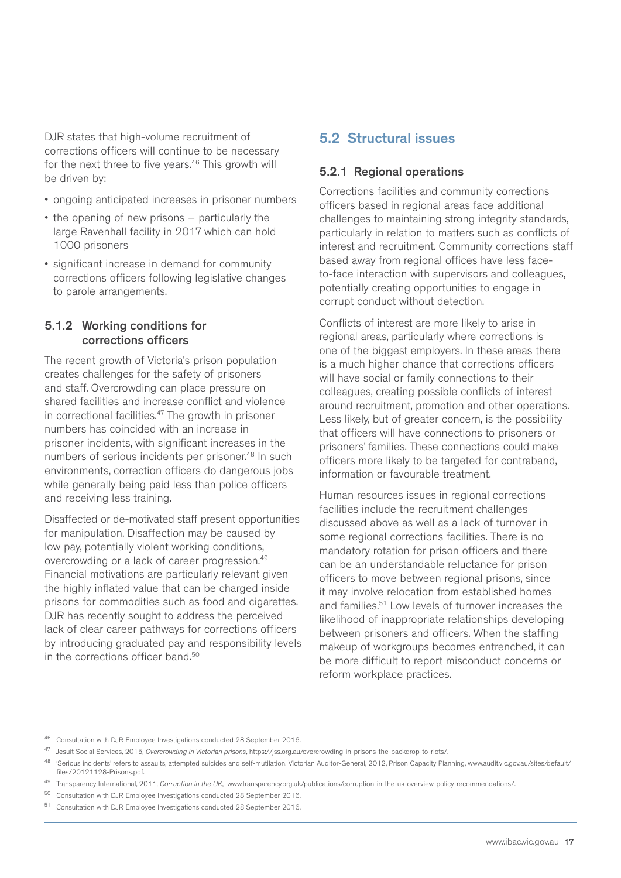DJR states that high-volume recruitment of corrections officers will continue to be necessary for the next three to five years.[46] This growth will be driven by:

- ongoing anticipated increases in prisoner numbers
- the opening of new prisons – particularly the large Ravenhall facility in 2017 which can hold 1000 prisoners
- significant increase in demand for community corrections officers following legislative changes to parole arrangements.

### 5.1.2 Working conditions for corrections officers

The recent growth of Victoria's prison population creates challenges for the safety of prisoners and staff. Overcrowding can place pressure on shared facilities and increase conflict and violence in correctional facilities.[47] The growth in prisoner numbers has coincided with an increase in prisoner incidents, with significant increases in the numbers of serious incidents per prisoner.[48] In such environments, correction officers do dangerous jobs while generally being paid less than police officers and receiving less training.

Disaffected or de-motivated staff present opportunities for manipulation. Disaffection may be caused by low pay, potentially violent working conditions, overcrowding or a lack of career progression.[49] Financial motivations are particularly relevant given the highly inflated value that can be charged inside prisons for commodities such as food and cigarettes. DJR has recently sought to address the perceived lack of clear career pathways for corrections officers by introducing graduated pay and responsibility levels in the corrections officer band.[50]

## 5.2 Structural issues

### 5.2.1 Regional operations

Corrections facilities and community corrections officers based in regional areas face additional challenges to maintaining strong integrity standards, particularly in relation to matters such as conflicts of interest and recruitment. Community corrections staff based away from regional offices have less face-to-face interaction with supervisors and colleagues, potentially creating opportunities to engage in corrupt conduct without detection.

Conflicts of interest are more likely to arise in regional areas, particularly where corrections is one of the biggest employers. In these areas there is a much higher chance that corrections officers will have social or family connections to their colleagues, creating possible conflicts of interest around recruitment, promotion and other operations. Less likely, but of greater concern, is the possibility that officers will have connections to prisoners or prisoners' families. These connections could make officers more likely to be targeted for contraband, information or favourable treatment.

Human resources issues in regional corrections facilities include the recruitment challenges discussed above as well as a lack of turnover in some regional corrections facilities. There is no mandatory rotation for prison officers and there can be an understandable reluctance for prison officers to move between regional prisons, since it may involve relocation from established homes and families.[51] Low levels of turnover increases the likelihood of inappropriate relationships developing between prisoners and officers. When the staffing makeup of workgroups becomes entrenched, it can be more difficult to report misconduct concerns or reform workplace practices.

---

[46] Consultation with DJR Employee Investigations conducted 28 September 2016.

[47] Jesuit Social Services, 2015, *Overcrowding in Victorian prisons*, https://jss.org.au/overcrowding-in-prisons-the-backdrop-to-riots/.

[48] 'Serious incidents' refers to assaults, attempted suicides and self-mutilation. Victorian Auditor-General, 2012, Prison Capacity Planning, www.audit.vic.gov.au/sites/default/files/20121128-Prisons.pdf.

[49] Transparency International, 2011, *Corruption in the UK*, www.transparency.org.uk/publications/corruption-in-the-uk-overview-policy-recommendations/.

[50] Consultation with DJR Employee Investigations conducted 28 September 2016.

[51] Consultation with DJR Employee Investigations conducted 28 September 2016.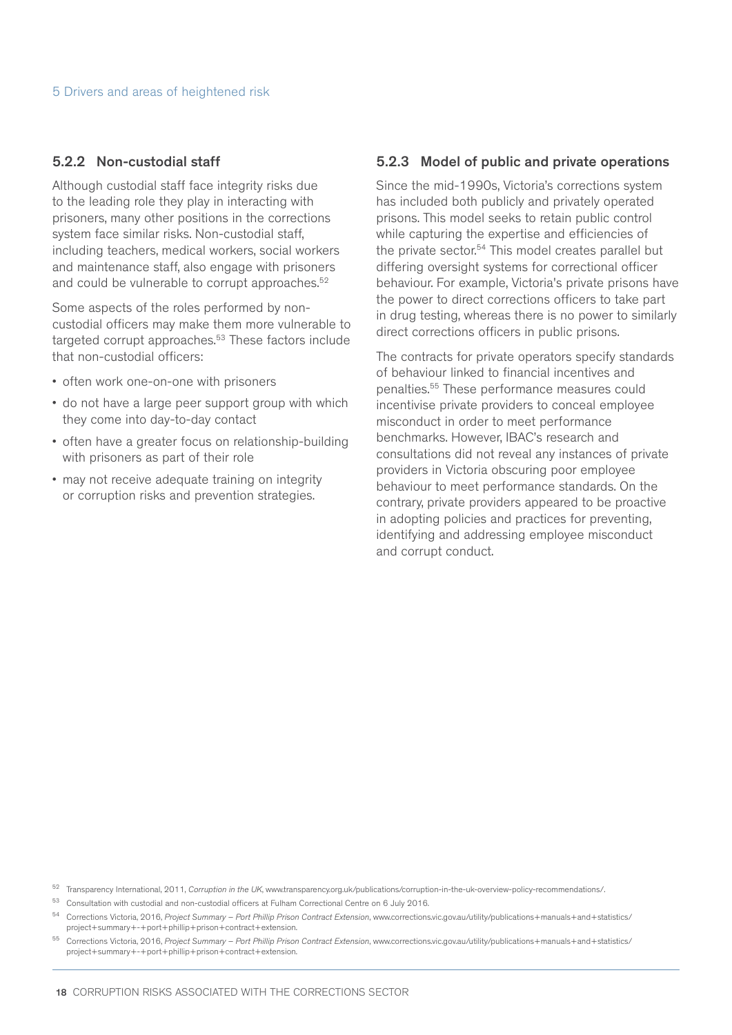### 5.2.2 Non-custodial staff

Although custodial staff face integrity risks due to the leading role they play in interacting with prisoners, many other positions in the corrections system face similar risks. Non-custodial staff, including teachers, medical workers, social workers and maintenance staff, also engage with prisoners and could be vulnerable to corrupt approaches.[52]

Some aspects of the roles performed by non-custodial officers may make them more vulnerable to targeted corrupt approaches.[53] These factors include that non-custodial officers:

- often work one-on-one with prisoners
- do not have a large peer support group with which they come into day-to-day contact
- often have a greater focus on relationship-building with prisoners as part of their role
- may not receive adequate training on integrity or corruption risks and prevention strategies.

### 5.2.3 Model of public and private operations

Since the mid-1990s, Victoria's corrections system has included both publicly and privately operated prisons. This model seeks to retain public control while capturing the expertise and efficiencies of the private sector.[54] This model creates parallel but differing oversight systems for correctional officer behaviour. For example, Victoria's private prisons have the power to direct corrections officers to take part in drug testing, whereas there is no power to similarly direct corrections officers in public prisons.

The contracts for private operators specify standards of behaviour linked to financial incentives and penalties.[55] These performance measures could incentivise private providers to conceal employee misconduct in order to meet performance benchmarks. However, IBAC's research and consultations did not reveal any instances of private providers in Victoria obscuring poor employee behaviour to meet performance standards. On the contrary, private providers appeared to be proactive in adopting policies and practices for preventing, identifying and addressing employee misconduct and corrupt conduct.

---

[52] Transparency International, 2011, *Corruption in the UK*, www.transparency.org.uk/publications/corruption-in-the-uk-overview-policy-recommendations/.

[53] Consultation with custodial and non-custodial officers at Fulham Correctional Centre on 6 July 2016.

[54] Corrections Victoria, 2016, *Project Summary – Port Phillip Prison Contract Extension*, www.corrections.vic.gov.au/utility/publications+manuals+and+statistics/project+summary+-+port+phillip+prison+contract+extension.

[55] Corrections Victoria, 2016, *Project Summary – Port Phillip Prison Contract Extension*, www.corrections.vic.gov.au/utility/publications+manuals+and+statistics/project+summary+-+port+phillip+prison+contract+extension.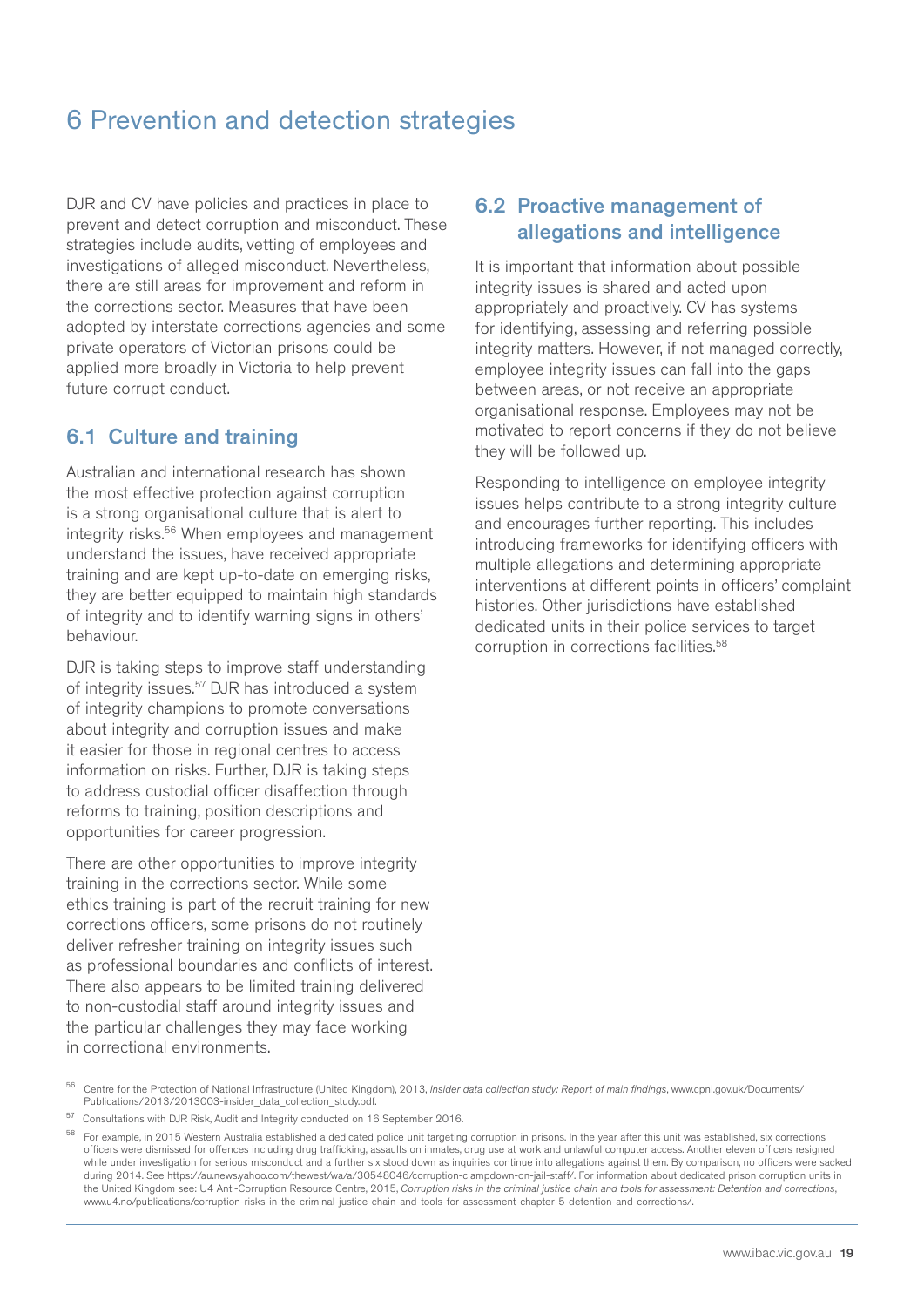# 6 Prevention and detection strategies

DJR and CV have policies and practices in place to prevent and detect corruption and misconduct. These strategies include audits, vetting of employees and investigations of alleged misconduct. Nevertheless, there are still areas for improvement and reform in the corrections sector. Measures that have been adopted by interstate corrections agencies and some private operators of Victorian prisons could be applied more broadly in Victoria to help prevent future corrupt conduct.

## 6.1 Culture and training

Australian and international research has shown the most effective protection against corruption is a strong organisational culture that is alert to integrity risks.[56] When employees and management understand the issues, have received appropriate training and are kept up-to-date on emerging risks, they are better equipped to maintain high standards of integrity and to identify warning signs in others' behaviour.

DJR is taking steps to improve staff understanding of integrity issues.[57] DJR has introduced a system of integrity champions to promote conversations about integrity and corruption issues and make it easier for those in regional centres to access information on risks. Further, DJR is taking steps to address custodial officer disaffection through reforms to training, position descriptions and opportunities for career progression.

There are other opportunities to improve integrity training in the corrections sector. While some ethics training is part of the recruit training for new corrections officers, some prisons do not routinely deliver refresher training on integrity issues such as professional boundaries and conflicts of interest. There also appears to be limited training delivered to non-custodial staff around integrity issues and the particular challenges they may face working in correctional environments.

## 6.2 Proactive management of allegations and intelligence

It is important that information about possible integrity issues is shared and acted upon appropriately and proactively. CV has systems for identifying, assessing and referring possible integrity matters. However, if not managed correctly, employee integrity issues can fall into the gaps between areas, or not receive an appropriate organisational response. Employees may not be motivated to report concerns if they do not believe they will be followed up.

Responding to intelligence on employee integrity issues helps contribute to a strong integrity culture and encourages further reporting. This includes introducing frameworks for identifying officers with multiple allegations and determining appropriate interventions at different points in officers' complaint histories. Other jurisdictions have established dedicated units in their police services to target corruption in corrections facilities.[58]

---

[56] Centre for the Protection of National Infrastructure (United Kingdom), 2013, *Insider data collection study: Report of main findings*, www.cpni.gov.uk/Documents/Publications/2013/2013003-insider_data_collection_study.pdf.

[57] Consultations with DJR Risk, Audit and Integrity conducted on 16 September 2016.

[58] For example, in 2015 Western Australia established a dedicated police unit targeting corruption in prisons. In the year after this unit was established, six corrections officers were dismissed for offences including drug trafficking, assaults on inmates, drug use at work and unlawful computer access. Another eleven officers resigned while under investigation for serious misconduct and a further six stood down as inquiries continue into allegations against them. By comparison, no officers were sacked during 2014. See https://au.news.yahoo.com/thewest/wa/a/30548046/corruption-clampdown-on-jail-staff/. For information about dedicated prison corruption units in the United Kingdom see: U4 Anti-Corruption Resource Centre, 2015, *Corruption risks in the criminal justice chain and tools for assessment: Detention and corrections*, www.u4.no/publications/corruption-risks-in-the-criminal-justice-chain-and-tools-for-assessment-chapter-5-detention-and-corrections/.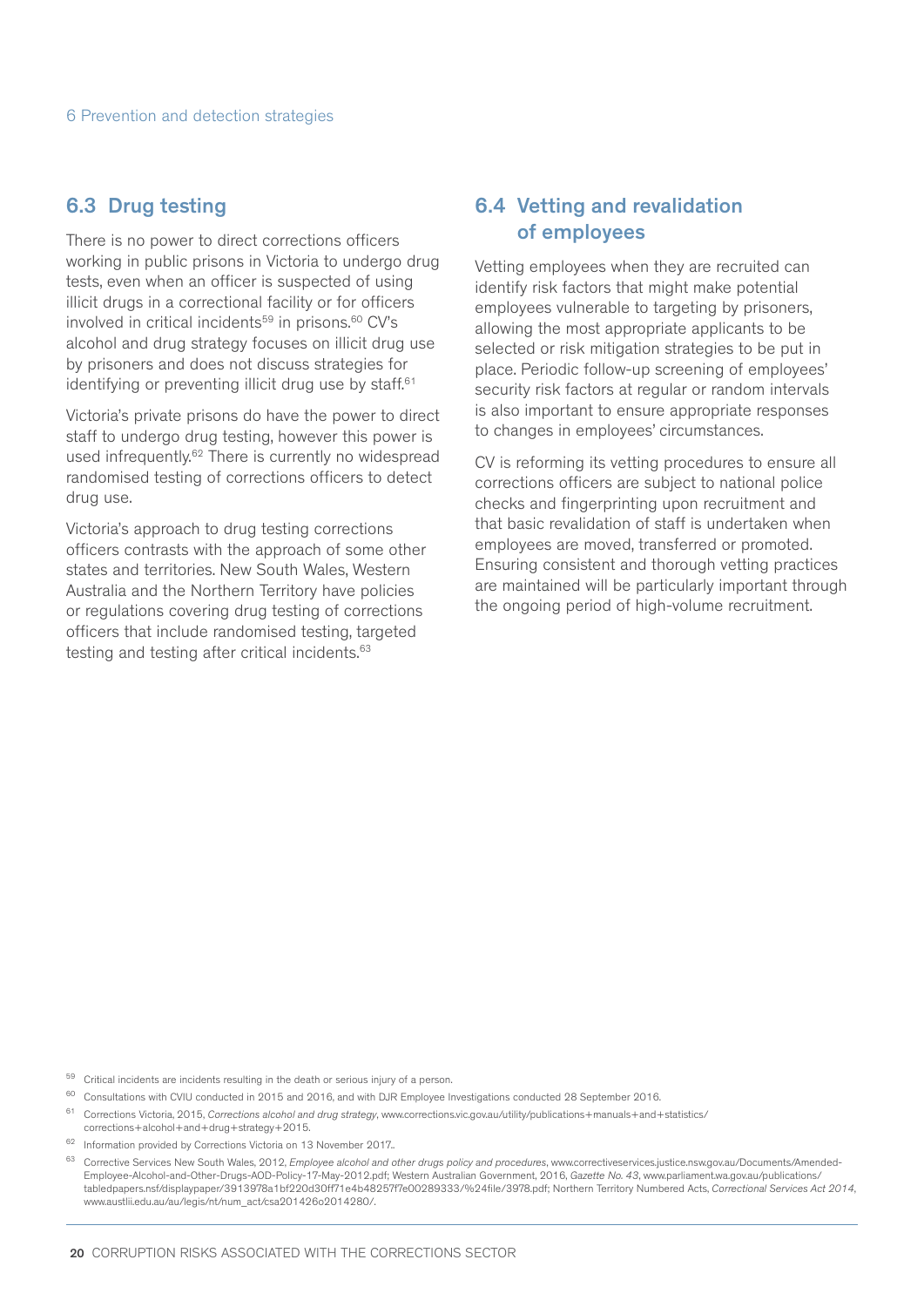## 6.3 Drug testing

There is no power to direct corrections officers working in public prisons in Victoria to undergo drug tests, even when an officer is suspected of using illicit drugs in a correctional facility or for officers involved in critical incidents[59] in prisons.[60] CV's alcohol and drug strategy focuses on illicit drug use by prisoners and does not discuss strategies for identifying or preventing illicit drug use by staff.[61]

Victoria's private prisons do have the power to direct staff to undergo drug testing, however this power is used infrequently.[62] There is currently no widespread randomised testing of corrections officers to detect drug use.

Victoria's approach to drug testing corrections officers contrasts with the approach of some other states and territories. New South Wales, Western Australia and the Northern Territory have policies or regulations covering drug testing of corrections officers that include randomised testing, targeted testing and testing after critical incidents.[63]

## 6.4 Vetting and revalidation of employees

Vetting employees when they are recruited can identify risk factors that might make potential employees vulnerable to targeting by prisoners, allowing the most appropriate applicants to be selected or risk mitigation strategies to be put in place. Periodic follow-up screening of employees' security risk factors at regular or random intervals is also important to ensure appropriate responses to changes in employees' circumstances.

CV is reforming its vetting procedures to ensure all corrections officers are subject to national police checks and fingerprinting upon recruitment and that basic revalidation of staff is undertaken when employees are moved, transferred or promoted. Ensuring consistent and thorough vetting practices are maintained will be particularly important through the ongoing period of high-volume recruitment.

---

[59] Critical incidents are incidents resulting in the death or serious injury of a person.

[60] Consultations with CVIU conducted in 2015 and 2016, and with DJR Employee Investigations conducted 28 September 2016.

[61] Corrections Victoria, 2015, *Corrections alcohol and drug strategy*, www.corrections.vic.gov.au/utility/publications+manuals+and+statistics/corrections+alcohol+and+drug+strategy+2015.

[62] Information provided by Corrections Victoria on 13 November 2017..

[63] Corrective Services New South Wales, 2012, *Employee alcohol and other drugs policy and procedures*, www.correctiveservices.justice.nsw.gov.au/Documents/Amended-Employee-Alcohol-and-Other-Drugs-AOD-Policy-17-May-2012.pdf; Western Australian Government, 2016, *Gazette No. 43*, www.parliament.wa.gov.au/publications/tabledpapers.nsf/displaypaper/3913978a1bf220d30ff71e4b48257f7e00289333/%24file/3978.pdf; Northern Territory Numbered Acts, *Correctional Services Act 2014*, www.austlii.edu.au/au/legis/nt/num_act/csa201426o2014280/.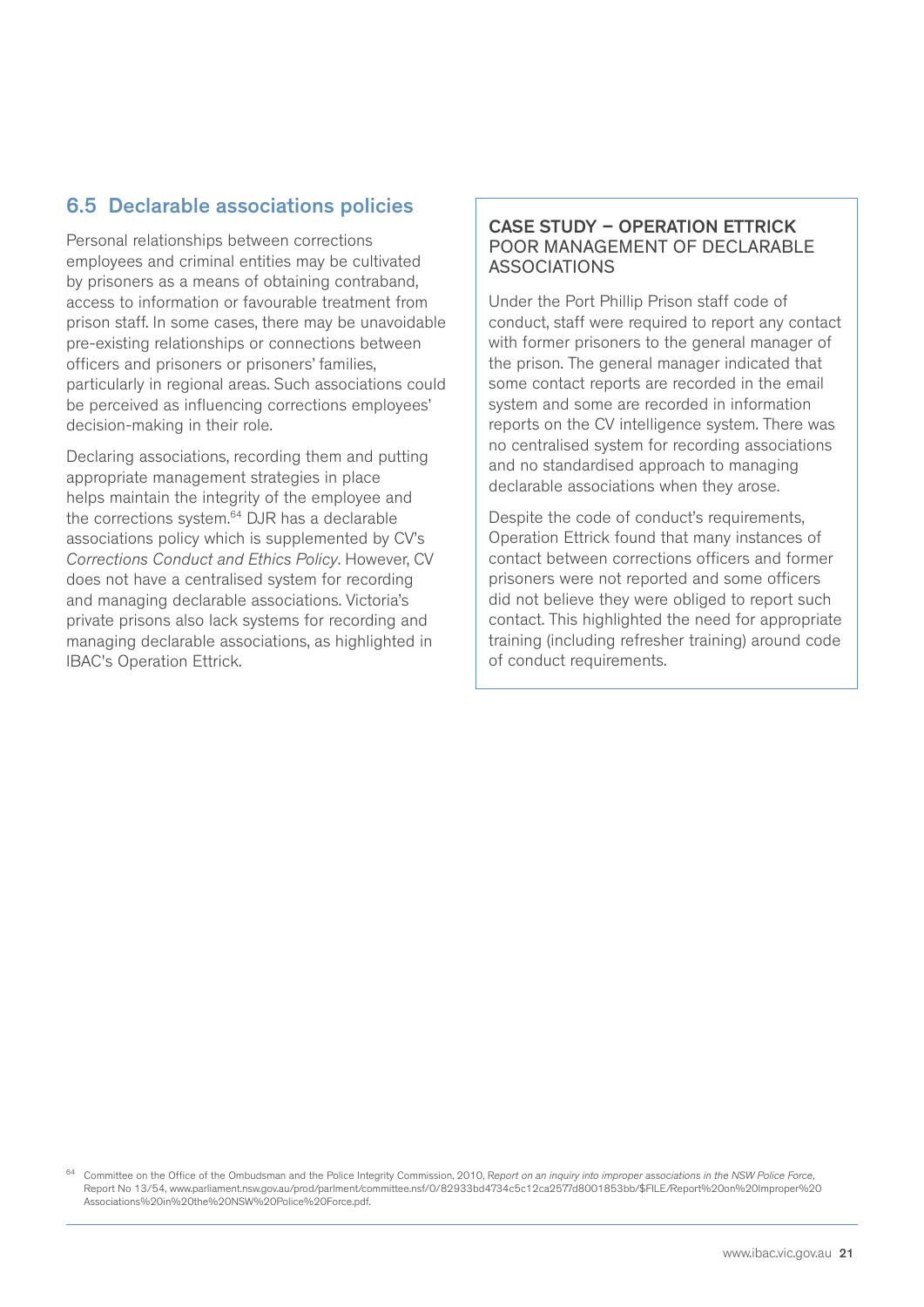## 6.5 Declarable associations policies

Personal relationships between corrections employees and criminal entities may be cultivated by prisoners as a means of obtaining contraband, access to information or favourable treatment from prison staff. In some cases, there may be unavoidable pre-existing relationships or connections between officers and prisoners or prisoners' families, particularly in regional areas. Such associations could be perceived as influencing corrections employees' decision-making in their role.

Declaring associations, recording them and putting appropriate management strategies in place helps maintain the integrity of the employee and the corrections system.[64] DJR has a declarable associations policy which is supplemented by CV's *Corrections Conduct and Ethics Policy*. However, CV does not have a centralised system for recording and managing declarable associations. Victoria's private prisons also lack systems for recording and managing declarable associations, as highlighted in IBAC's Operation Ettrick.

### CASE STUDY – OPERATION ETTRICK
POOR MANAGEMENT OF DECLARABLE ASSOCIATIONS

Under the Port Phillip Prison staff code of conduct, staff were required to report any contact with former prisoners to the general manager of the prison. The general manager indicated that some contact reports are recorded in the email system and some are recorded in information reports on the CV intelligence system. There was no centralised system for recording associations and no standardised approach to managing declarable associations when they arose.

Despite the code of conduct's requirements, Operation Ettrick found that many instances of contact between corrections officers and former prisoners were not reported and some officers did not believe they were obliged to report such contact. This highlighted the need for appropriate training (including refresher training) around code of conduct requirements.

[64] Committee on the Office of the Ombudsman and the Police Integrity Commission, 2010, *Report on an inquiry into improper associations in the NSW Police Force*, Report No 13/54, www.parliament.nsw.gov.au/prod/parlment/committee.nsf/0/82933bd4734c5c12ca2577d8001853bb/$FILE/Report%20on%20Improper%20Associations%20in%20the%20NSW%20Police%20Force.pdf.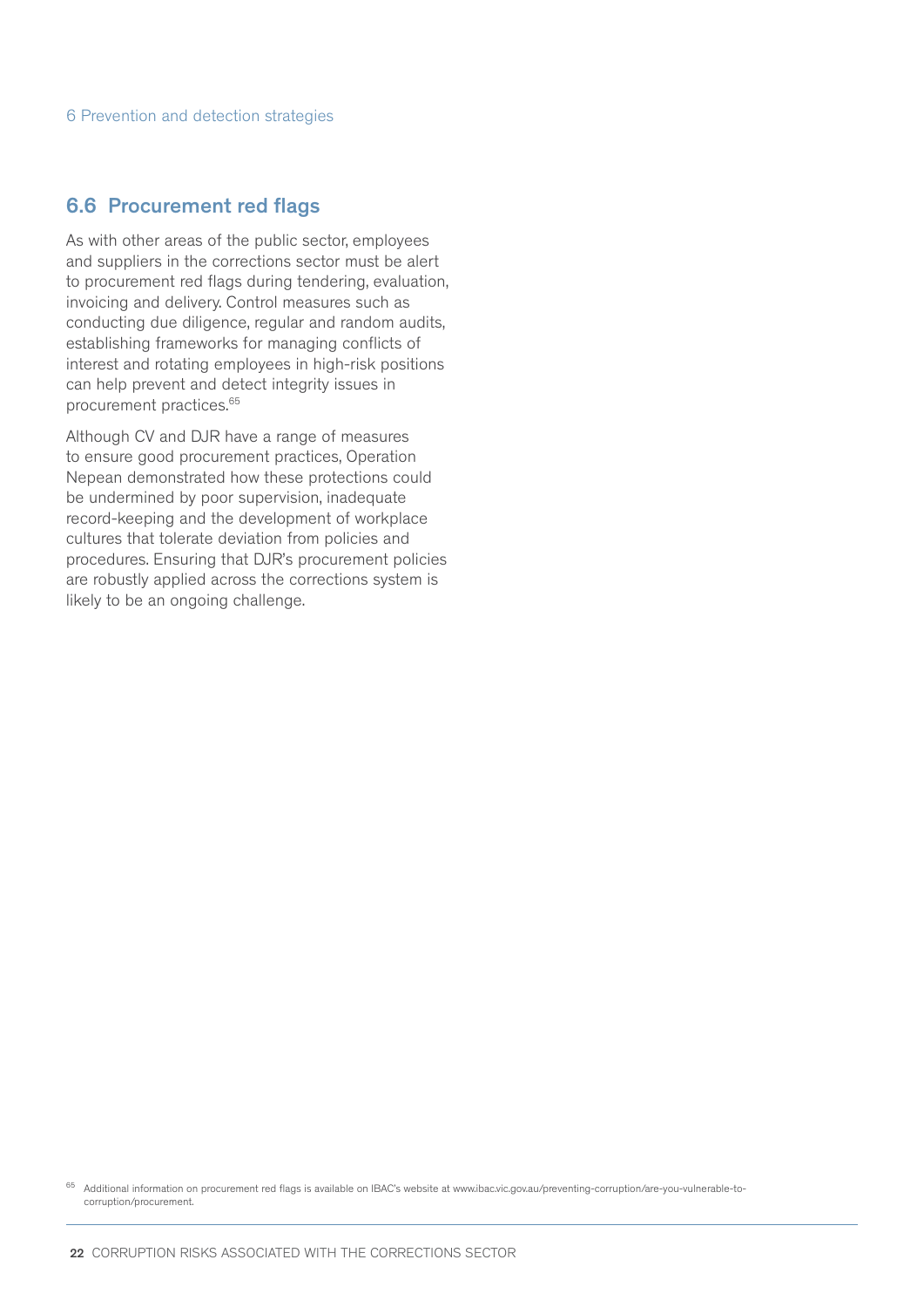## 6.6 Procurement red flags

As with other areas of the public sector, employees and suppliers in the corrections sector must be alert to procurement red flags during tendering, evaluation, invoicing and delivery. Control measures such as conducting due diligence, regular and random audits, establishing frameworks for managing conflicts of interest and rotating employees in high-risk positions can help prevent and detect integrity issues in procurement practices.[65]

Although CV and DJR have a range of measures to ensure good procurement practices, Operation Nepean demonstrated how these protections could be undermined by poor supervision, inadequate record-keeping and the development of workplace cultures that tolerate deviation from policies and procedures. Ensuring that DJR's procurement policies are robustly applied across the corrections system is likely to be an ongoing challenge.

[65] Additional information on procurement red flags is available on IBAC's website at www.ibac.vic.gov.au/preventing-corruption/are-you-vulnerable-to-corruption/procurement.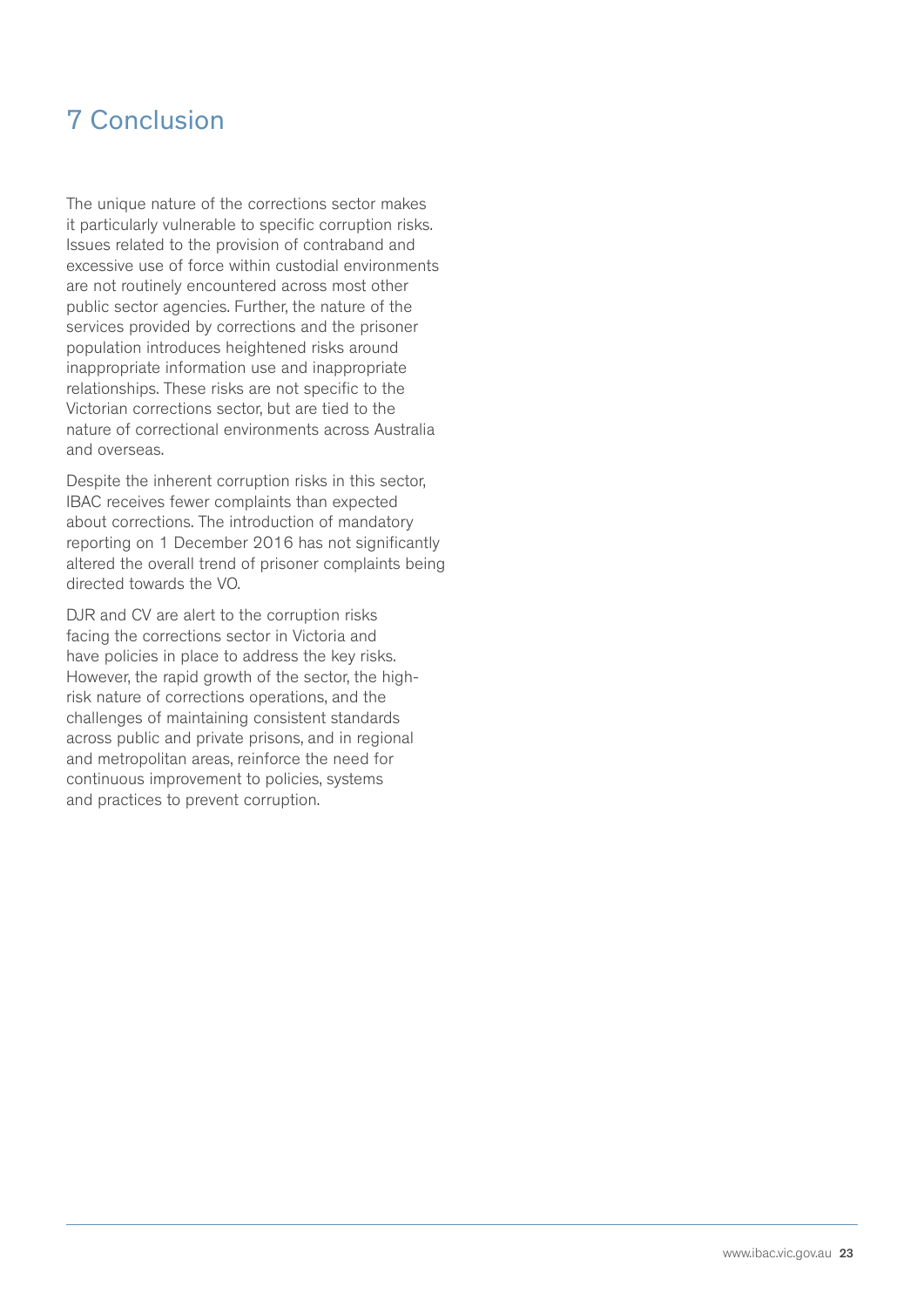# 7 Conclusion

The unique nature of the corrections sector makes it particularly vulnerable to specific corruption risks. Issues related to the provision of contraband and excessive use of force within custodial environments are not routinely encountered across most other public sector agencies. Further, the nature of the services provided by corrections and the prisoner population introduces heightened risks around inappropriate information use and inappropriate relationships. These risks are not specific to the Victorian corrections sector, but are tied to the nature of correctional environments across Australia and overseas.

Despite the inherent corruption risks in this sector, IBAC receives fewer complaints than expected about corrections. The introduction of mandatory reporting on 1 December 2016 has not significantly altered the overall trend of prisoner complaints being directed towards the VO.

DJR and CV are alert to the corruption risks facing the corrections sector in Victoria and have policies in place to address the key risks. However, the rapid growth of the sector, the high-risk nature of corrections operations, and the challenges of maintaining consistent standards across public and private prisons, and in regional and metropolitan areas, reinforce the need for continuous improvement to policies, systems and practices to prevent corruption.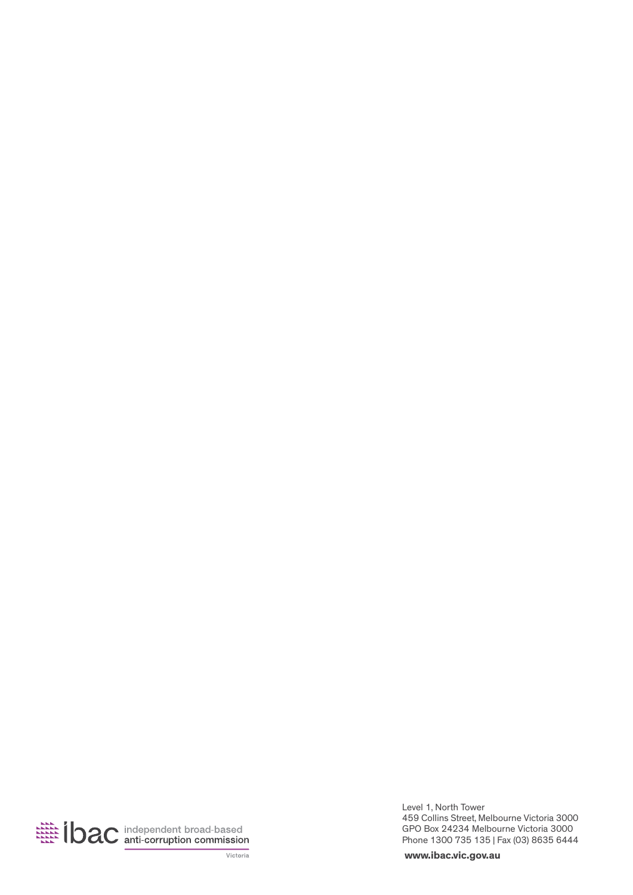ibac independent broad-based anti-corruption commission

Victoria

Level 1, North Tower
459 Collins Street, Melbourne Victoria 3000
GPO Box 24234 Melbourne Victoria 3000
Phone 1300 735 135 | Fax (03) 8635 6444

**www.ibac.vic.gov.au**